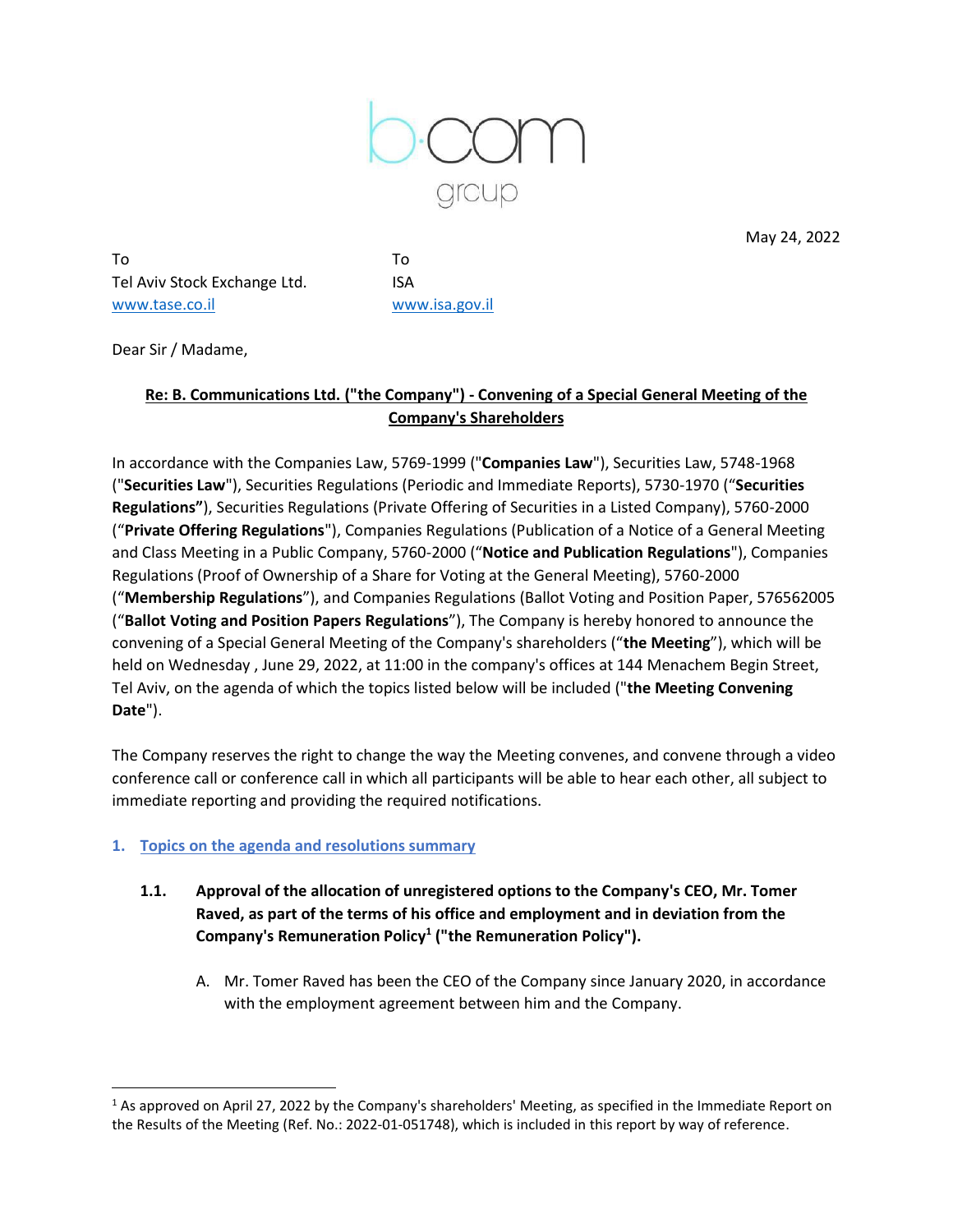May 24, 2022

To
Tel Aviv Stock Exchange Ltd.
www.tase.co.il

To
ISA
www.isa.gov.il

Dear Sir / Madame,

**Re: B. Communications Ltd. ("the Company") - Convening of a Special General Meeting of the Company's Shareholders**

In accordance with the Companies Law, 5769-1999 ("**Companies Law**"), Securities Law, 5748-1968 ("**Securities Law**"), Securities Regulations (Periodic and Immediate Reports), 5730-1970 ("**Securities Regulations"**), Securities Regulations (Private Offering of Securities in a Listed Company), 5760-2000 ("**Private Offering Regulations**"), Companies Regulations (Publication of a Notice of a General Meeting and Class Meeting in a Public Company, 5760-2000 ("**Notice and Publication Regulations**"), Companies Regulations (Proof of Ownership of a Share for Voting at the General Meeting), 5760-2000 ("**Membership Regulations**"), and Companies Regulations (Ballot Voting and Position Paper, 576562005 ("**Ballot Voting and Position Papers Regulations**"), The Company is hereby honored to announce the convening of a Special General Meeting of the Company's shareholders ("**the Meeting**"), which will be held on Wednesday , June 29, 2022, at 11:00 in the company's offices at 144 Menachem Begin Street, Tel Aviv, on the agenda of which the topics listed below will be included ("**the Meeting Convening Date**").

The Company reserves the right to change the way the Meeting convenes, and convene through a video conference call or conference call in which all participants will be able to hear each other, all subject to immediate reporting and providing the required notifications.

## 1. Topics on the agenda and resolutions summary

### 1.1. Approval of the allocation of unregistered options to the Company's CEO, Mr. Tomer Raved, as part of the terms of his office and employment and in deviation from the Company's Remuneration Policy[1] ("the Remuneration Policy").

A. Mr. Tomer Raved has been the CEO of the Company since January 2020, in accordance with the employment agreement between him and the Company.

[1] As approved on April 27, 2022 by the Company's shareholders' Meeting, as specified in the Immediate Report on the Results of the Meeting (Ref. No.: 2022-01-051748), which is included in this report by way of reference.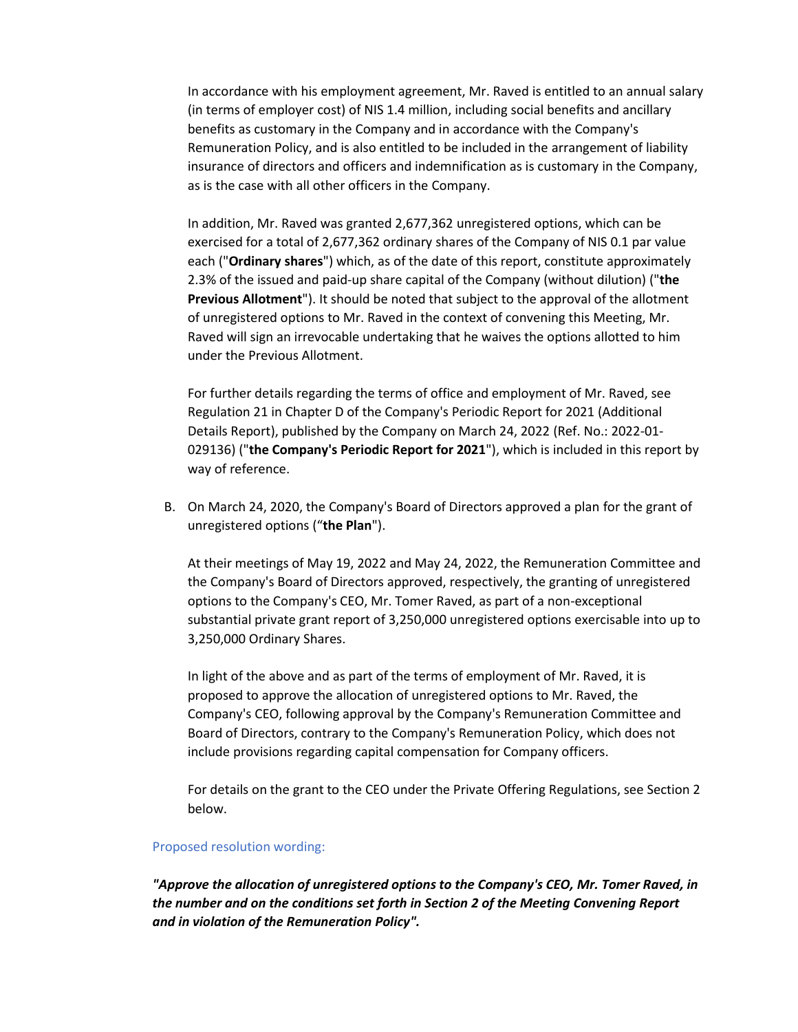In accordance with his employment agreement, Mr. Raved is entitled to an annual salary (in terms of employer cost) of NIS 1.4 million, including social benefits and ancillary benefits as customary in the Company and in accordance with the Company's Remuneration Policy, and is also entitled to be included in the arrangement of liability insurance of directors and officers and indemnification as is customary in the Company, as is the case with all other officers in the Company.

In addition, Mr. Raved was granted 2,677,362 unregistered options, which can be exercised for a total of 2,677,362 ordinary shares of the Company of NIS 0.1 par value each ("**Ordinary shares**") which, as of the date of this report, constitute approximately 2.3% of the issued and paid-up share capital of the Company (without dilution) ("**the Previous Allotment**"). It should be noted that subject to the approval of the allotment of unregistered options to Mr. Raved in the context of convening this Meeting, Mr. Raved will sign an irrevocable undertaking that he waives the options allotted to him under the Previous Allotment.

For further details regarding the terms of office and employment of Mr. Raved, see Regulation 21 in Chapter D of the Company's Periodic Report for 2021 (Additional Details Report), published by the Company on March 24, 2022 (Ref. No.: 2022-01-029136) ("**the Company's Periodic Report for 2021**"), which is included in this report by way of reference.

B. On March 24, 2020, the Company's Board of Directors approved a plan for the grant of unregistered options ("**the Plan**").

   At their meetings of May 19, 2022 and May 24, 2022, the Remuneration Committee and the Company's Board of Directors approved, respectively, the granting of unregistered options to the Company's CEO, Mr. Tomer Raved, as part of a non-exceptional substantial private grant report of 3,250,000 unregistered options exercisable into up to 3,250,000 Ordinary Shares.

   In light of the above and as part of the terms of employment of Mr. Raved, it is proposed to approve the allocation of unregistered options to Mr. Raved, the Company's CEO, following approval by the Company's Remuneration Committee and Board of Directors, contrary to the Company's Remuneration Policy, which does not include provisions regarding capital compensation for Company officers.

   For details on the grant to the CEO under the Private Offering Regulations, see Section 2 below.

Proposed resolution wording:

***"Approve the allocation of unregistered options to the Company's CEO, Mr. Tomer Raved, in the number and on the conditions set forth in Section 2 of the Meeting Convening Report and in violation of the Remuneration Policy".***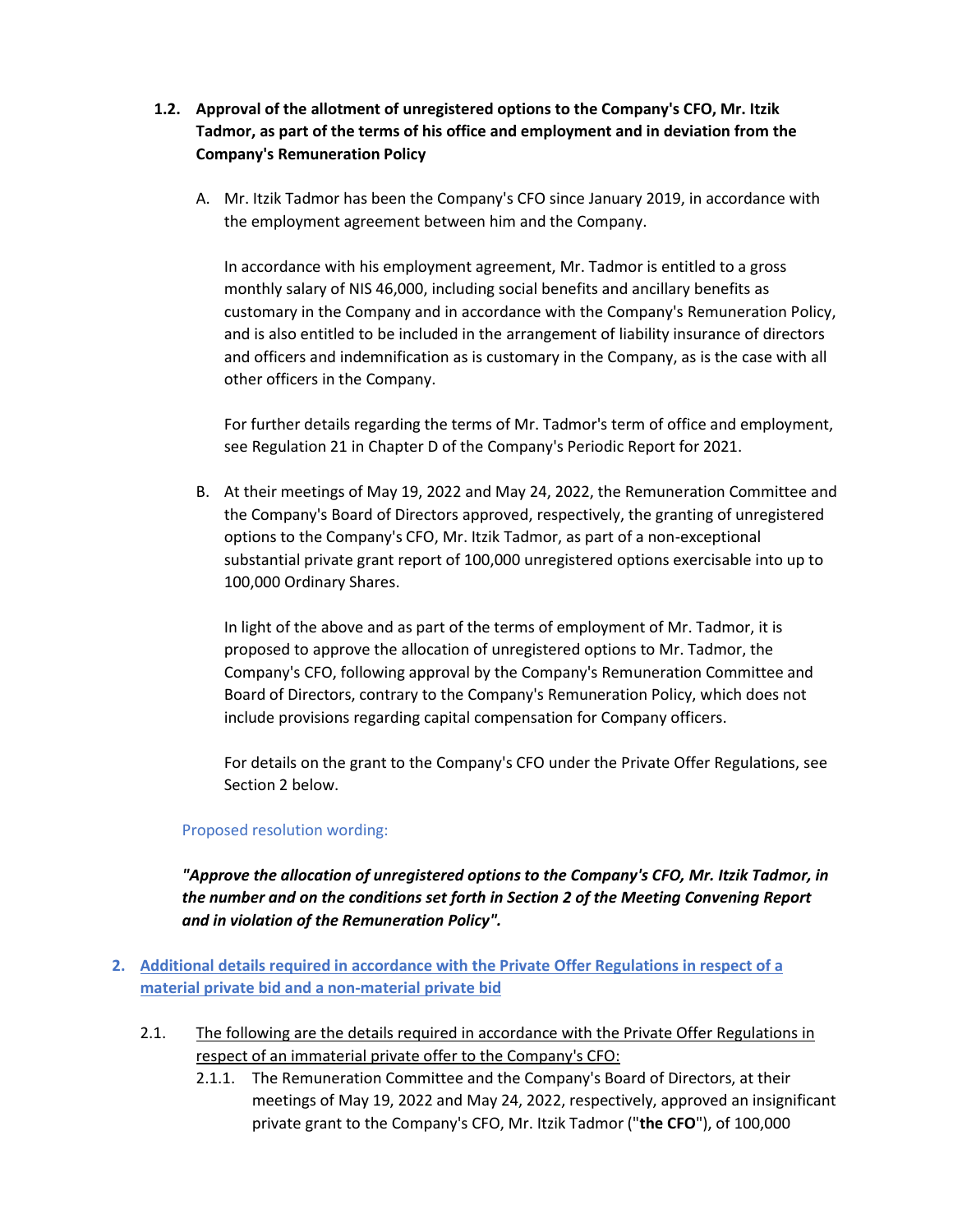### 1.2. Approval of the allotment of unregistered options to the Company's CFO, Mr. Itzik Tadmor, as part of the terms of his office and employment and in deviation from the Company's Remuneration Policy

A. Mr. Itzik Tadmor has been the Company's CFO since January 2019, in accordance with the employment agreement between him and the Company.

In accordance with his employment agreement, Mr. Tadmor is entitled to a gross monthly salary of NIS 46,000, including social benefits and ancillary benefits as customary in the Company and in accordance with the Company's Remuneration Policy, and is also entitled to be included in the arrangement of liability insurance of directors and officers and indemnification as is customary in the Company, as is the case with all other officers in the Company.

For further details regarding the terms of Mr. Tadmor's term of office and employment, see Regulation 21 in Chapter D of the Company's Periodic Report for 2021.

B. At their meetings of May 19, 2022 and May 24, 2022, the Remuneration Committee and the Company's Board of Directors approved, respectively, the granting of unregistered options to the Company's CFO, Mr. Itzik Tadmor, as part of a non-exceptional substantial private grant report of 100,000 unregistered options exercisable into up to 100,000 Ordinary Shares.

In light of the above and as part of the terms of employment of Mr. Tadmor, it is proposed to approve the allocation of unregistered options to Mr. Tadmor, the Company's CFO, following approval by the Company's Remuneration Committee and Board of Directors, contrary to the Company's Remuneration Policy, which does not include provisions regarding capital compensation for Company officers.

For details on the grant to the Company's CFO under the Private Offer Regulations, see Section 2 below.

Proposed resolution wording:

***"Approve the allocation of unregistered options to the Company's CFO, Mr. Itzik Tadmor, in the number and on the conditions set forth in Section 2 of the Meeting Convening Report and in violation of the Remuneration Policy".***

## 2. Additional details required in accordance with the Private Offer Regulations in respect of a material private bid and a non-material private bid

2.1. The following are the details required in accordance with the Private Offer Regulations in respect of an immaterial private offer to the Company's CFO:

2.1.1. The Remuneration Committee and the Company's Board of Directors, at their meetings of May 19, 2022 and May 24, 2022, respectively, approved an insignificant private grant to the Company's CFO, Mr. Itzik Tadmor ("**the CFO**"), of 100,000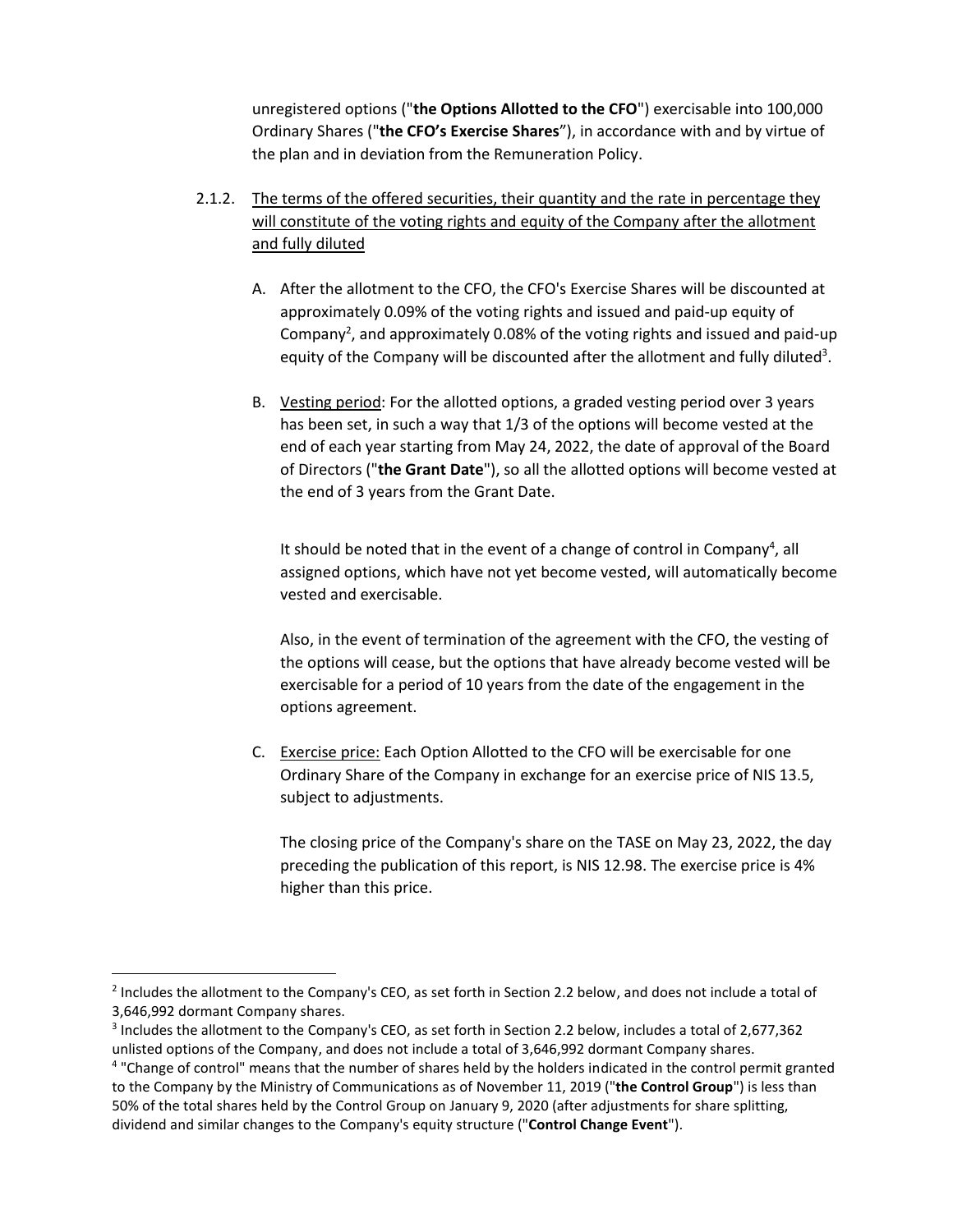unregistered options ("**the Options Allotted to the CFO**") exercisable into 100,000 Ordinary Shares ("**the CFO's Exercise Shares**"), in accordance with and by virtue of the plan and in deviation from the Remuneration Policy.

2.1.2. The terms of the offered securities, their quantity and the rate in percentage they will constitute of the voting rights and equity of the Company after the allotment and fully diluted

A. After the allotment to the CFO, the CFO's Exercise Shares will be discounted at approximately 0.09% of the voting rights and issued and paid-up equity of Company[2], and approximately 0.08% of the voting rights and issued and paid-up equity of the Company will be discounted after the allotment and fully diluted[3].

B. Vesting period: For the allotted options, a graded vesting period over 3 years has been set, in such a way that 1/3 of the options will become vested at the end of each year starting from May 24, 2022, the date of approval of the Board of Directors ("**the Grant Date**"), so all the allotted options will become vested at the end of 3 years from the Grant Date.

It should be noted that in the event of a change of control in Company[4], all assigned options, which have not yet become vested, will automatically become vested and exercisable.

Also, in the event of termination of the agreement with the CFO, the vesting of the options will cease, but the options that have already become vested will be exercisable for a period of 10 years from the date of the engagement in the options agreement.

C. Exercise price: Each Option Allotted to the CFO will be exercisable for one Ordinary Share of the Company in exchange for an exercise price of NIS 13.5, subject to adjustments.

The closing price of the Company's share on the TASE on May 23, 2022, the day preceding the publication of this report, is NIS 12.98. The exercise price is 4% higher than this price.

---

[2] Includes the allotment to the Company's CEO, as set forth in Section 2.2 below, and does not include a total of 3,646,992 dormant Company shares.

[3] Includes the allotment to the Company's CEO, as set forth in Section 2.2 below, includes a total of 2,677,362 unlisted options of the Company, and does not include a total of 3,646,992 dormant Company shares.

[4] "Change of control" means that the number of shares held by the holders indicated in the control permit granted to the Company by the Ministry of Communications as of November 11, 2019 ("**the Control Group**") is less than 50% of the total shares held by the Control Group on January 9, 2020 (after adjustments for share splitting, dividend and similar changes to the Company's equity structure ("**Control Change Event**").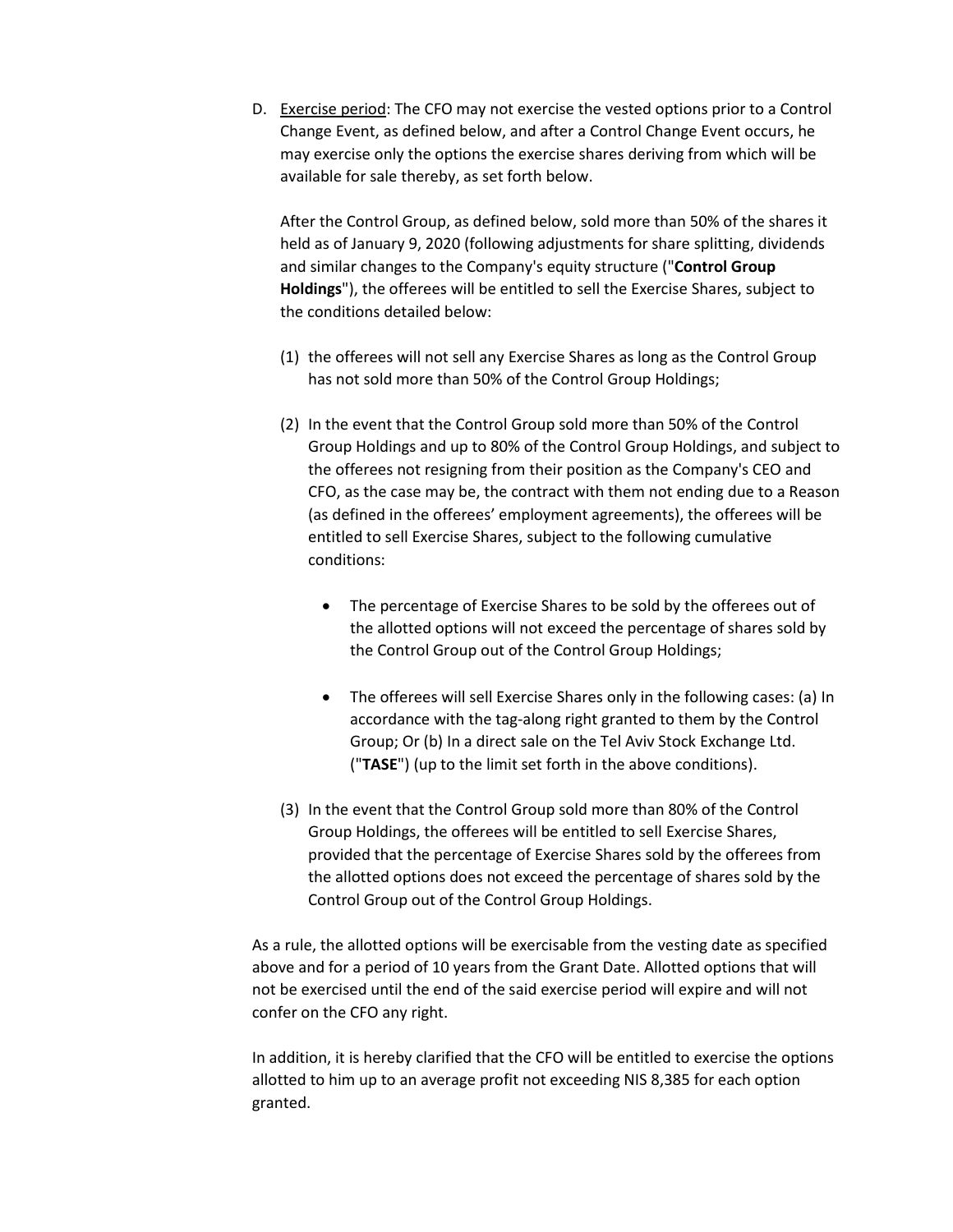D. Exercise period: The CFO may not exercise the vested options prior to a Control Change Event, as defined below, and after a Control Change Event occurs, he may exercise only the options the exercise shares deriving from which will be available for sale thereby, as set forth below.

   After the Control Group, as defined below, sold more than 50% of the shares it held as of January 9, 2020 (following adjustments for share splitting, dividends and similar changes to the Company's equity structure ("**Control Group Holdings**"), the offerees will be entitled to sell the Exercise Shares, subject to the conditions detailed below:

   (1) the offerees will not sell any Exercise Shares as long as the Control Group has not sold more than 50% of the Control Group Holdings;

   (2) In the event that the Control Group sold more than 50% of the Control Group Holdings and up to 80% of the Control Group Holdings, and subject to the offerees not resigning from their position as the Company's CEO and CFO, as the case may be, the contract with them not ending due to a Reason (as defined in the offerees' employment agreements), the offerees will be entitled to sell Exercise Shares, subject to the following cumulative conditions:

      - The percentage of Exercise Shares to be sold by the offerees out of the allotted options will not exceed the percentage of shares sold by the Control Group out of the Control Group Holdings;

      - The offerees will sell Exercise Shares only in the following cases: (a) In accordance with the tag-along right granted to them by the Control Group; Or (b) In a direct sale on the Tel Aviv Stock Exchange Ltd. ("**TASE**") (up to the limit set forth in the above conditions).

   (3) In the event that the Control Group sold more than 80% of the Control Group Holdings, the offerees will be entitled to sell Exercise Shares, provided that the percentage of Exercise Shares sold by the offerees from the allotted options does not exceed the percentage of shares sold by the Control Group out of the Control Group Holdings.

As a rule, the allotted options will be exercisable from the vesting date as specified above and for a period of 10 years from the Grant Date. Allotted options that will not be exercised until the end of the said exercise period will expire and will not confer on the CFO any right.

In addition, it is hereby clarified that the CFO will be entitled to exercise the options allotted to him up to an average profit not exceeding NIS 8,385 for each option granted.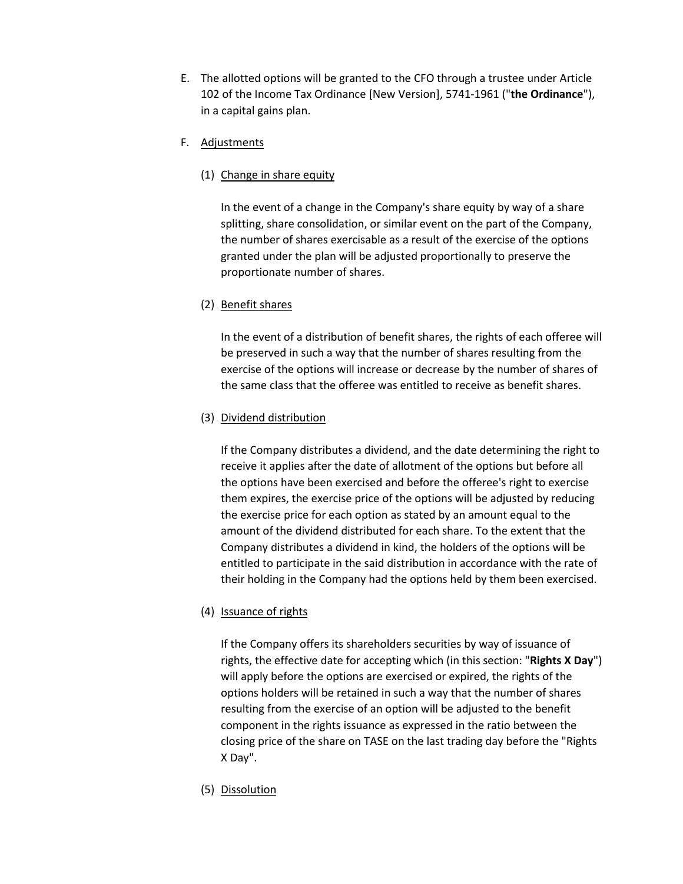E. The allotted options will be granted to the CFO through a trustee under Article 102 of the Income Tax Ordinance [New Version], 5741-1961 ("**the Ordinance**"), in a capital gains plan.

F. Adjustments

   (1) Change in share equity

   In the event of a change in the Company's share equity by way of a share splitting, share consolidation, or similar event on the part of the Company, the number of shares exercisable as a result of the exercise of the options granted under the plan will be adjusted proportionally to preserve the proportionate number of shares.

   (2) Benefit shares

   In the event of a distribution of benefit shares, the rights of each offeree will be preserved in such a way that the number of shares resulting from the exercise of the options will increase or decrease by the number of shares of the same class that the offeree was entitled to receive as benefit shares.

   (3) Dividend distribution

   If the Company distributes a dividend, and the date determining the right to receive it applies after the date of allotment of the options but before all the options have been exercised and before the offeree's right to exercise them expires, the exercise price of the options will be adjusted by reducing the exercise price for each option as stated by an amount equal to the amount of the dividend distributed for each share. To the extent that the Company distributes a dividend in kind, the holders of the options will be entitled to participate in the said distribution in accordance with the rate of their holding in the Company had the options held by them been exercised.

   (4) Issuance of rights

   If the Company offers its shareholders securities by way of issuance of rights, the effective date for accepting which (in this section: "**Rights X Day**") will apply before the options are exercised or expired, the rights of the options holders will be retained in such a way that the number of shares resulting from the exercise of an option will be adjusted to the benefit component in the rights issuance as expressed in the ratio between the closing price of the share on TASE on the last trading day before the "Rights X Day".

   (5) Dissolution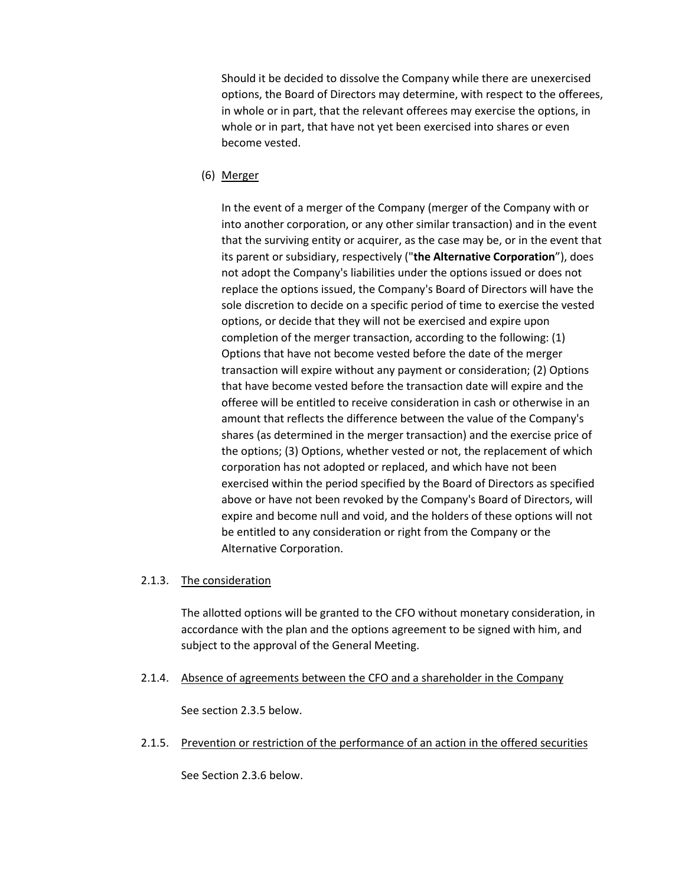Should it be decided to dissolve the Company while there are unexercised options, the Board of Directors may determine, with respect to the offerees, in whole or in part, that the relevant offerees may exercise the options, in whole or in part, that have not yet been exercised into shares or even become vested.

(6) Merger

In the event of a merger of the Company (merger of the Company with or into another corporation, or any other similar transaction) and in the event that the surviving entity or acquirer, as the case may be, or in the event that its parent or subsidiary, respectively ("**the Alternative Corporation**"), does not adopt the Company's liabilities under the options issued or does not replace the options issued, the Company's Board of Directors will have the sole discretion to decide on a specific period of time to exercise the vested options, or decide that they will not be exercised and expire upon completion of the merger transaction, according to the following: (1) Options that have not become vested before the date of the merger transaction will expire without any payment or consideration; (2) Options that have become vested before the transaction date will expire and the offeree will be entitled to receive consideration in cash or otherwise in an amount that reflects the difference between the value of the Company's shares (as determined in the merger transaction) and the exercise price of the options; (3) Options, whether vested or not, the replacement of which corporation has not adopted or replaced, and which have not been exercised within the period specified by the Board of Directors as specified above or have not been revoked by the Company's Board of Directors, will expire and become null and void, and the holders of these options will not be entitled to any consideration or right from the Company or the Alternative Corporation.

2.1.3. The consideration

The allotted options will be granted to the CFO without monetary consideration, in accordance with the plan and the options agreement to be signed with him, and subject to the approval of the General Meeting.

2.1.4. Absence of agreements between the CFO and a shareholder in the Company

See section 2.3.5 below.

2.1.5. Prevention or restriction of the performance of an action in the offered securities

See Section 2.3.6 below.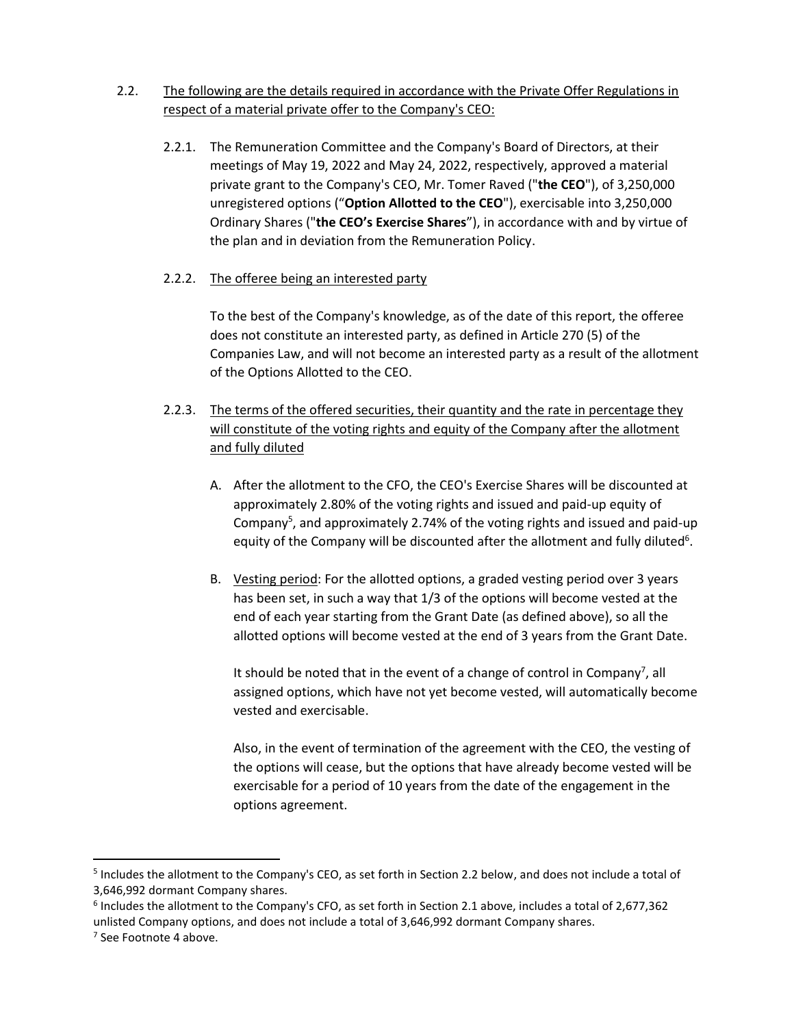2.2. <u>The following are the details required in accordance with the Private Offer Regulations in respect of a material private offer to the Company's CEO:</u>

2.2.1. The Remuneration Committee and the Company's Board of Directors, at their meetings of May 19, 2022 and May 24, 2022, respectively, approved a material private grant to the Company's CEO, Mr. Tomer Raved ("**the CEO**"), of 3,250,000 unregistered options ("**Option Allotted to the CEO**"), exercisable into 3,250,000 Ordinary Shares ("**the CEO's Exercise Shares**"), in accordance with and by virtue of the plan and in deviation from the Remuneration Policy.

2.2.2. <u>The offeree being an interested party</u>

To the best of the Company's knowledge, as of the date of this report, the offeree does not constitute an interested party, as defined in Article 270 (5) of the Companies Law, and will not become an interested party as a result of the allotment of the Options Allotted to the CEO.

2.2.3. <u>The terms of the offered securities, their quantity and the rate in percentage they will constitute of the voting rights and equity of the Company after the allotment and fully diluted</u>

A. After the allotment to the CFO, the CEO's Exercise Shares will be discounted at approximately 2.80% of the voting rights and issued and paid-up equity of Company[5], and approximately 2.74% of the voting rights and issued and paid-up equity of the Company will be discounted after the allotment and fully diluted[6].

B. <u>Vesting period</u>: For the allotted options, a graded vesting period over 3 years has been set, in such a way that 1/3 of the options will become vested at the end of each year starting from the Grant Date (as defined above), so all the allotted options will become vested at the end of 3 years from the Grant Date.

It should be noted that in the event of a change of control in Company[7], all assigned options, which have not yet become vested, will automatically become vested and exercisable.

Also, in the event of termination of the agreement with the CEO, the vesting of the options will cease, but the options that have already become vested will be exercisable for a period of 10 years from the date of the engagement in the options agreement.

---

[5] Includes the allotment to the Company's CEO, as set forth in Section 2.2 below, and does not include a total of 3,646,992 dormant Company shares.

[6] Includes the allotment to the Company's CFO, as set forth in Section 2.1 above, includes a total of 2,677,362 unlisted Company options, and does not include a total of 3,646,992 dormant Company shares.

[7] See Footnote 4 above.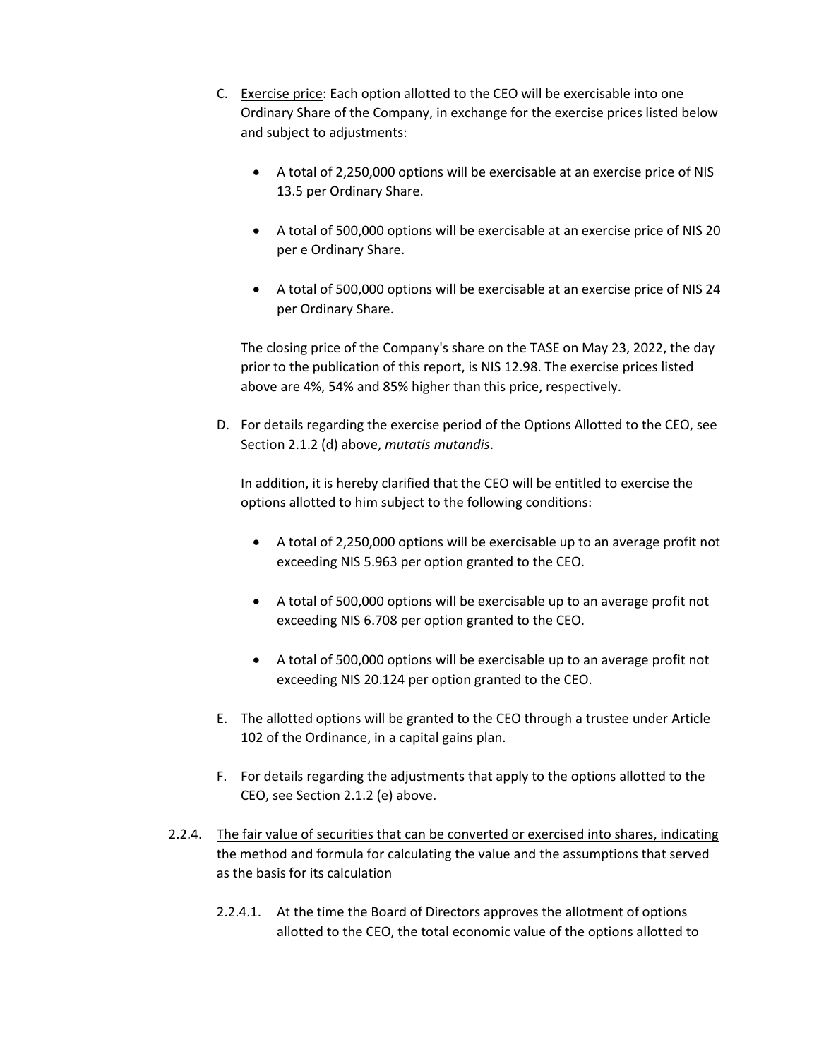C. <u>Exercise price</u>: Each option allotted to the CEO will be exercisable into one Ordinary Share of the Company, in exchange for the exercise prices listed below and subject to adjustments:

- A total of 2,250,000 options will be exercisable at an exercise price of NIS 13.5 per Ordinary Share.
- A total of 500,000 options will be exercisable at an exercise price of NIS 20 per e Ordinary Share.
- A total of 500,000 options will be exercisable at an exercise price of NIS 24 per Ordinary Share.

The closing price of the Company's share on the TASE on May 23, 2022, the day prior to the publication of this report, is NIS 12.98. The exercise prices listed above are 4%, 54% and 85% higher than this price, respectively.

D. For details regarding the exercise period of the Options Allotted to the CEO, see Section 2.1.2 (d) above, *mutatis mutandis*.

In addition, it is hereby clarified that the CEO will be entitled to exercise the options allotted to him subject to the following conditions:

- A total of 2,250,000 options will be exercisable up to an average profit not exceeding NIS 5.963 per option granted to the CEO.
- A total of 500,000 options will be exercisable up to an average profit not exceeding NIS 6.708 per option granted to the CEO.
- A total of 500,000 options will be exercisable up to an average profit not exceeding NIS 20.124 per option granted to the CEO.

E. The allotted options will be granted to the CEO through a trustee under Article 102 of the Ordinance, in a capital gains plan.

F. For details regarding the adjustments that apply to the options allotted to the CEO, see Section 2.1.2 (e) above.

2.2.4. <u>The fair value of securities that can be converted or exercised into shares, indicating the method and formula for calculating the value and the assumptions that served as the basis for its calculation</u>

2.2.4.1. At the time the Board of Directors approves the allotment of options allotted to the CEO, the total economic value of the options allotted to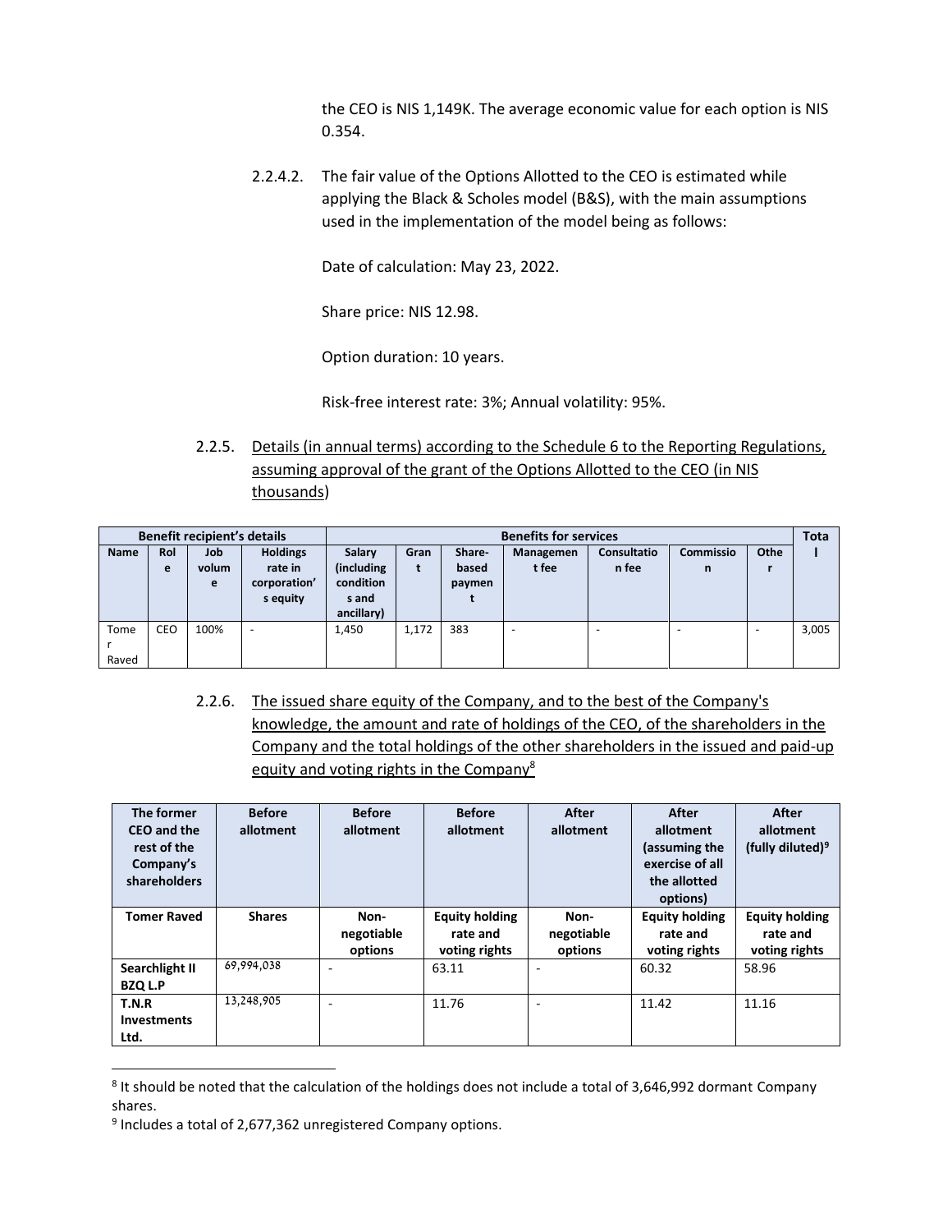the CEO is NIS 1,149K. The average economic value for each option is NIS 0.354.

2.2.4.2. The fair value of the Options Allotted to the CEO is estimated while applying the Black & Scholes model (B&S), with the main assumptions used in the implementation of the model being as follows:

Date of calculation: May 23, 2022.

Share price: NIS 12.98.

Option duration: 10 years.

Risk-free interest rate: 3%; Annual volatility: 95%.

2.2.5. Details (in annual terms) according to the Schedule 6 to the Reporting Regulations, assuming approval of the grant of the Options Allotted to the CEO (in NIS thousands)

| Benefit recipient's details | | | | Benefits for services | | | | | | | Total |
|---|---|---|---|---|---|---|---|---|---|---|---|
| Name | Role | Job volume | Holdings rate in corporation's equity | Salary (including conditions and ancillary) | Grant | Share-based payment | Management fee | Consultation fee | Commission | Other | |
| Tomer Raved | CEO | 100% | - | 1,450 | 1,172 | 383 | - | - | - | - | 3,005 |

2.2.6. The issued share equity of the Company, and to the best of the Company's knowledge, the amount and rate of holdings of the CEO, of the shareholders in the Company and the total holdings of the other shareholders in the issued and paid-up equity and voting rights in the Company[8]

| The former CEO and the rest of the Company's shareholders | Before allotment | Before allotment | Before allotment | After allotment | After allotment (assuming the exercise of all the allotted options) | After allotment (fully diluted)[9] |
|---|---|---|---|---|---|---|
| Tomer Raved | Shares | Non-negotiable options | Equity holding rate and voting rights | Non-negotiable options | Equity holding rate and voting rights | Equity holding rate and voting rights |
| Searchlight II BZQ L.P | 69,994,038 | - | 63.11 | - | 60.32 | 58.96 |
| T.N.R Investments Ltd. | 13,248,905 | - | 11.76 | - | 11.42 | 11.16 |

[8] It should be noted that the calculation of the holdings does not include a total of 3,646,992 dormant Company shares.

[9] Includes a total of 2,677,362 unregistered Company options.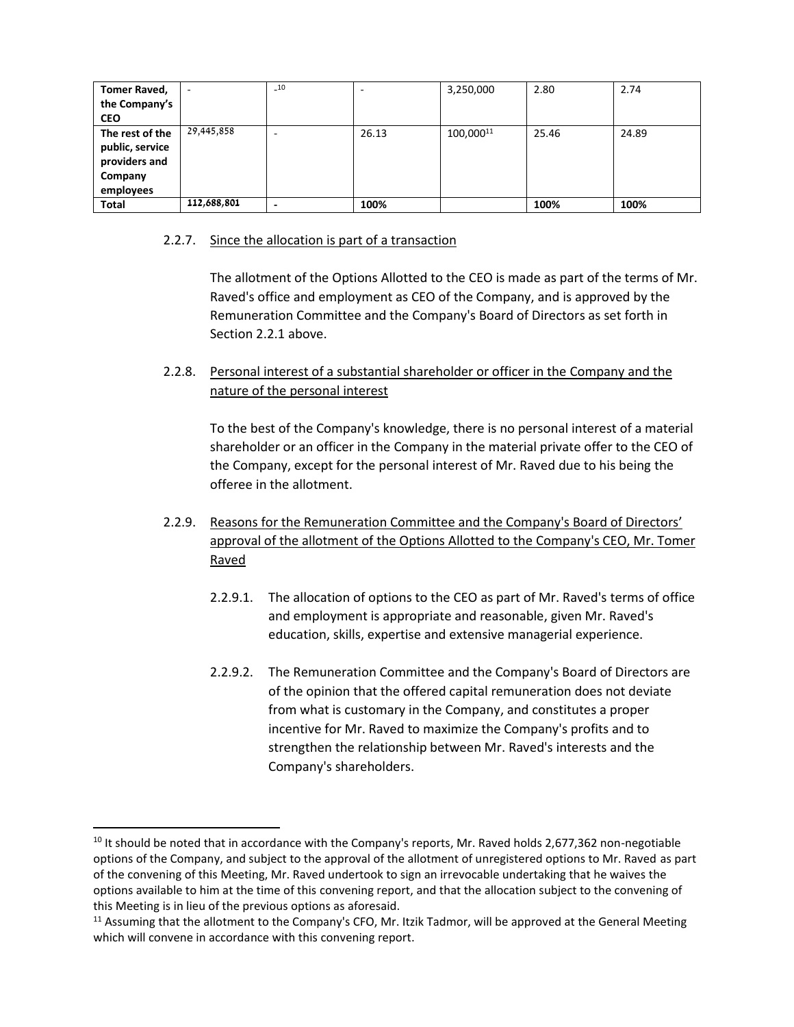| **Tomer Raved, the Company's CEO** | - | -[10] | - | 3,250,000 | 2.80 | 2.74 |
|---|---|---|---|---|---|---|
| **The rest of the public, service providers and Company employees** | 29,445,858 | - | 26.13 | 100,000[11] | 25.46 | 24.89 |
| **Total** | **112,688,801** | **-** | **100%** | | **100%** | **100%** |

2.2.7. Since the allocation is part of a transaction

The allotment of the Options Allotted to the CEO is made as part of the terms of Mr. Raved's office and employment as CEO of the Company, and is approved by the Remuneration Committee and the Company's Board of Directors as set forth in Section 2.2.1 above.

2.2.8. Personal interest of a substantial shareholder or officer in the Company and the nature of the personal interest

To the best of the Company's knowledge, there is no personal interest of a material shareholder or an officer in the Company in the material private offer to the CEO of the Company, except for the personal interest of Mr. Raved due to his being the offeree in the allotment.

2.2.9. Reasons for the Remuneration Committee and the Company's Board of Directors' approval of the allotment of the Options Allotted to the Company's CEO, Mr. Tomer Raved

2.2.9.1. The allocation of options to the CEO as part of Mr. Raved's terms of office and employment is appropriate and reasonable, given Mr. Raved's education, skills, expertise and extensive managerial experience.

2.2.9.2. The Remuneration Committee and the Company's Board of Directors are of the opinion that the offered capital remuneration does not deviate from what is customary in the Company, and constitutes a proper incentive for Mr. Raved to maximize the Company's profits and to strengthen the relationship between Mr. Raved's interests and the Company's shareholders.

---

[10] It should be noted that in accordance with the Company's reports, Mr. Raved holds 2,677,362 non-negotiable options of the Company, and subject to the approval of the allotment of unregistered options to Mr. Raved as part of the convening of this Meeting, Mr. Raved undertook to sign an irrevocable undertaking that he waives the options available to him at the time of this convening report, and that the allocation subject to the convening of this Meeting is in lieu of the previous options as aforesaid.

[11] Assuming that the allotment to the Company's CFO, Mr. Itzik Tadmor, will be approved at the General Meeting which will convene in accordance with this convening report.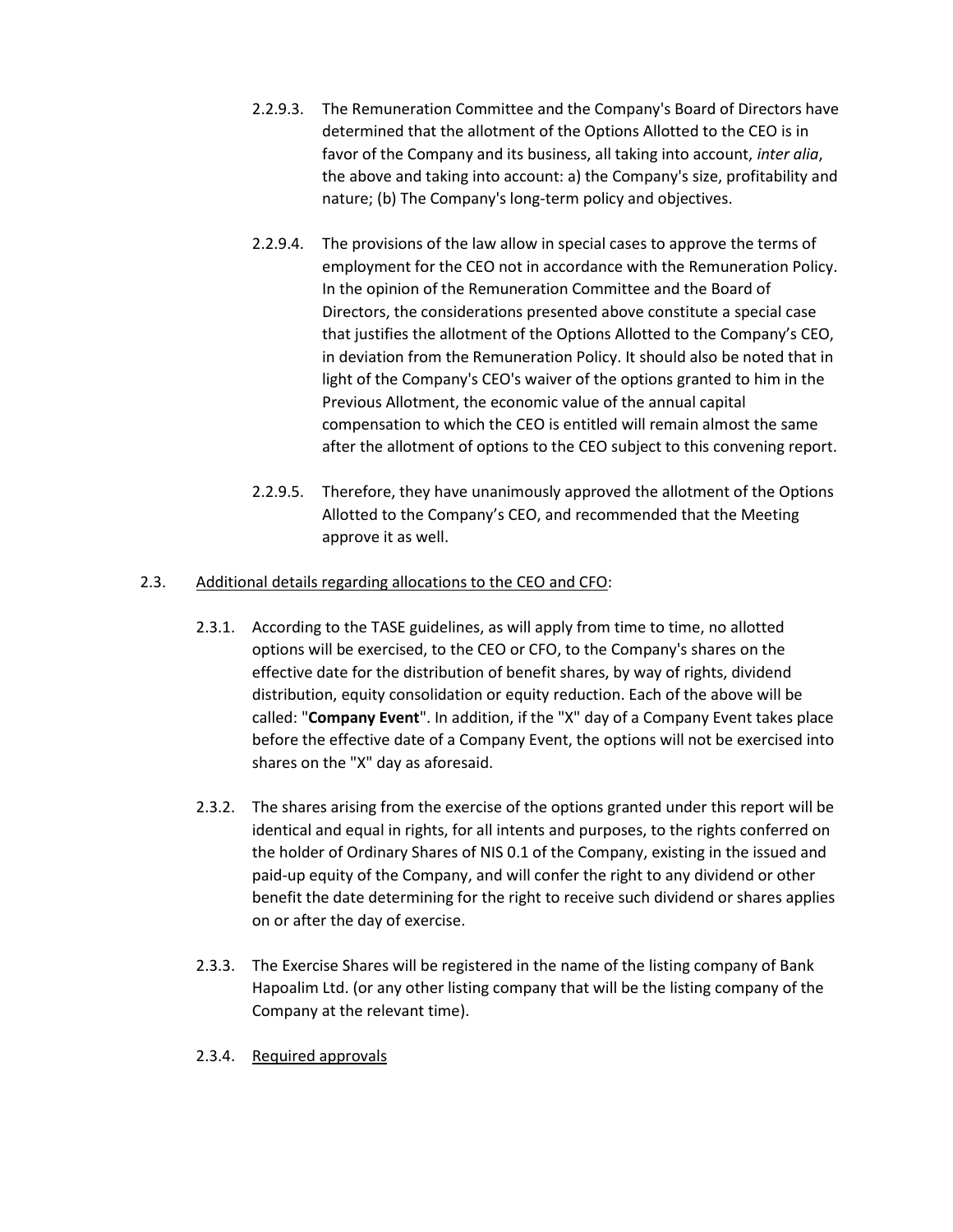2.2.9.3. The Remuneration Committee and the Company's Board of Directors have determined that the allotment of the Options Allotted to the CEO is in favor of the Company and its business, all taking into account, *inter alia*, the above and taking into account: a) the Company's size, profitability and nature; (b) The Company's long-term policy and objectives.

2.2.9.4. The provisions of the law allow in special cases to approve the terms of employment for the CEO not in accordance with the Remuneration Policy. In the opinion of the Remuneration Committee and the Board of Directors, the considerations presented above constitute a special case that justifies the allotment of the Options Allotted to the Company's CEO, in deviation from the Remuneration Policy. It should also be noted that in light of the Company's CEO's waiver of the options granted to him in the Previous Allotment, the economic value of the annual capital compensation to which the CEO is entitled will remain almost the same after the allotment of options to the CEO subject to this convening report.

2.2.9.5. Therefore, they have unanimously approved the allotment of the Options Allotted to the Company's CEO, and recommended that the Meeting approve it as well.

2.3. <u>Additional details regarding allocations to the CEO and CFO</u>:

2.3.1. According to the TASE guidelines, as will apply from time to time, no allotted options will be exercised, to the CEO or CFO, to the Company's shares on the effective date for the distribution of benefit shares, by way of rights, dividend distribution, equity consolidation or equity reduction. Each of the above will be called: "**Company Event**". In addition, if the "X" day of a Company Event takes place before the effective date of a Company Event, the options will not be exercised into shares on the "X" day as aforesaid.

2.3.2. The shares arising from the exercise of the options granted under this report will be identical and equal in rights, for all intents and purposes, to the rights conferred on the holder of Ordinary Shares of NIS 0.1 of the Company, existing in the issued and paid-up equity of the Company, and will confer the right to any dividend or other benefit the date determining for the right to receive such dividend or shares applies on or after the day of exercise.

2.3.3. The Exercise Shares will be registered in the name of the listing company of Bank Hapoalim Ltd. (or any other listing company that will be the listing company of the Company at the relevant time).

2.3.4. <u>Required approvals</u>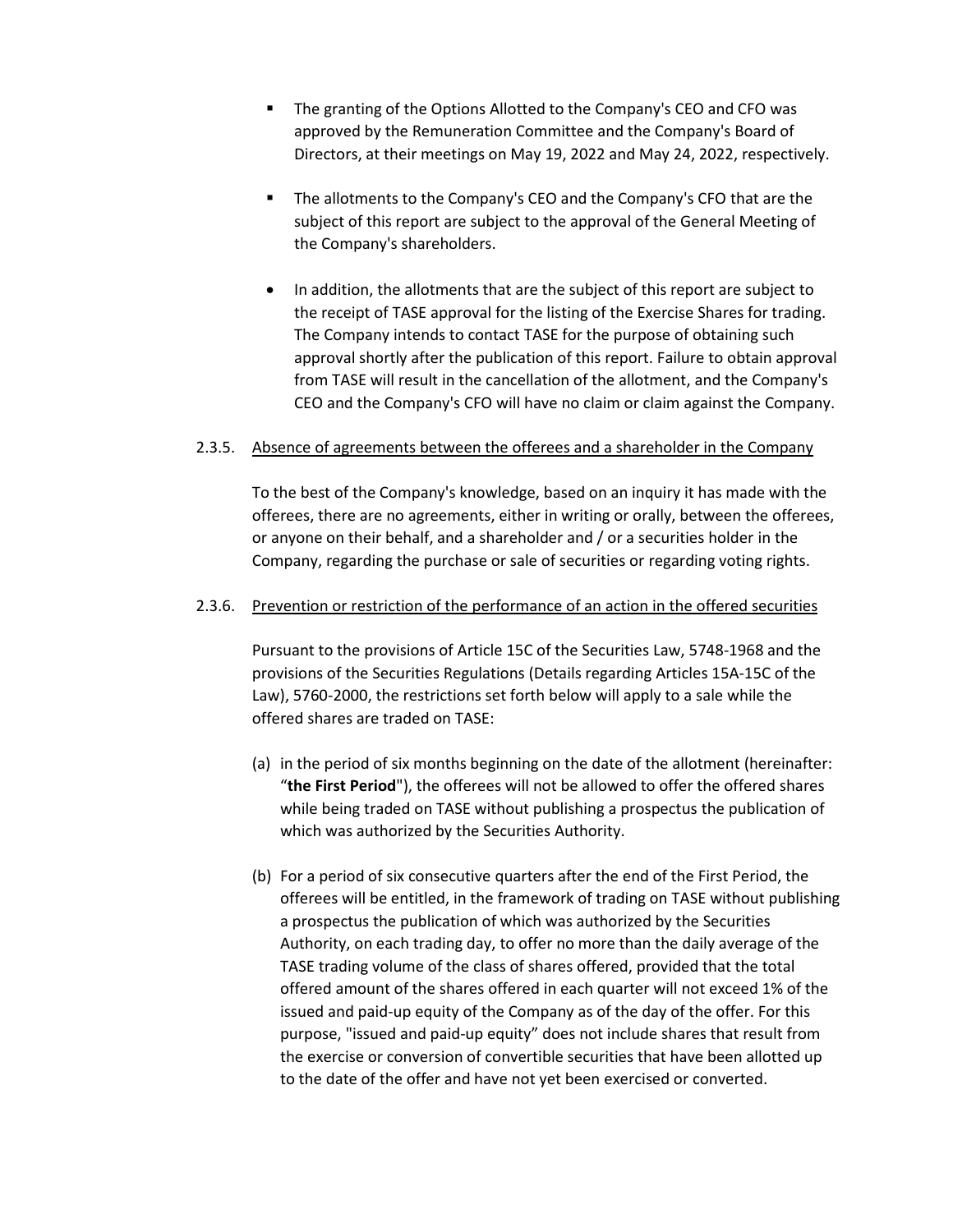- The granting of the Options Allotted to the Company's CEO and CFO was approved by the Remuneration Committee and the Company's Board of Directors, at their meetings on May 19, 2022 and May 24, 2022, respectively.

- The allotments to the Company's CEO and the Company's CFO that are the subject of this report are subject to the approval of the General Meeting of the Company's shareholders.

- In addition, the allotments that are the subject of this report are subject to the receipt of TASE approval for the listing of the Exercise Shares for trading. The Company intends to contact TASE for the purpose of obtaining such approval shortly after the publication of this report. Failure to obtain approval from TASE will result in the cancellation of the allotment, and the Company's CEO and the Company's CFO will have no claim or claim against the Company.

2.3.5. Absence of agreements between the offerees and a shareholder in the Company

To the best of the Company's knowledge, based on an inquiry it has made with the offerees, there are no agreements, either in writing or orally, between the offerees, or anyone on their behalf, and a shareholder and / or a securities holder in the Company, regarding the purchase or sale of securities or regarding voting rights.

2.3.6. Prevention or restriction of the performance of an action in the offered securities

Pursuant to the provisions of Article 15C of the Securities Law, 5748-1968 and the provisions of the Securities Regulations (Details regarding Articles 15A-15C of the Law), 5760-2000, the restrictions set forth below will apply to a sale while the offered shares are traded on TASE:

(a) in the period of six months beginning on the date of the allotment (hereinafter: "**the First Period**"), the offerees will not be allowed to offer the offered shares while being traded on TASE without publishing a prospectus the publication of which was authorized by the Securities Authority.

(b) For a period of six consecutive quarters after the end of the First Period, the offerees will be entitled, in the framework of trading on TASE without publishing a prospectus the publication of which was authorized by the Securities Authority, on each trading day, to offer no more than the daily average of the TASE trading volume of the class of shares offered, provided that the total offered amount of the shares offered in each quarter will not exceed 1% of the issued and paid-up equity of the Company as of the day of the offer. For this purpose, "issued and paid-up equity" does not include shares that result from the exercise or conversion of convertible securities that have been allotted up to the date of the offer and have not yet been exercised or converted.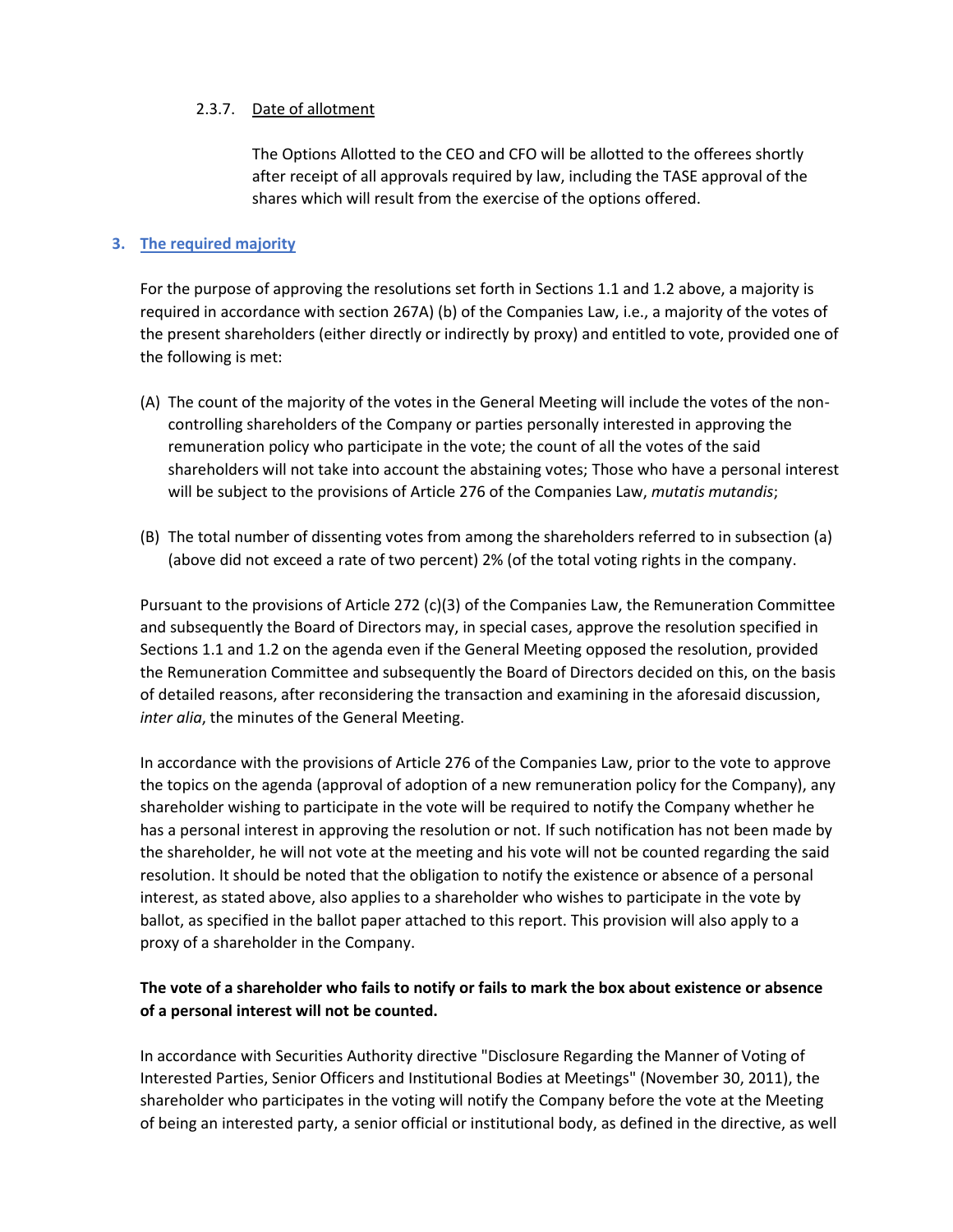#### 2.3.7. Date of allotment

The Options Allotted to the CEO and CFO will be allotted to the offerees shortly after receipt of all approvals required by law, including the TASE approval of the shares which will result from the exercise of the options offered.

## 3. The required majority

For the purpose of approving the resolutions set forth in Sections 1.1 and 1.2 above, a majority is required in accordance with section 267A) (b) of the Companies Law, i.e., a majority of the votes of the present shareholders (either directly or indirectly by proxy) and entitled to vote, provided one of the following is met:

(A) The count of the majority of the votes in the General Meeting will include the votes of the non-controlling shareholders of the Company or parties personally interested in approving the remuneration policy who participate in the vote; the count of all the votes of the said shareholders will not take into account the abstaining votes; Those who have a personal interest will be subject to the provisions of Article 276 of the Companies Law, *mutatis mutandis*;

(B) The total number of dissenting votes from among the shareholders referred to in subsection (a) (above did not exceed a rate of two percent) 2% (of the total voting rights in the company.

Pursuant to the provisions of Article 272 (c)(3) of the Companies Law, the Remuneration Committee and subsequently the Board of Directors may, in special cases, approve the resolution specified in Sections 1.1 and 1.2 on the agenda even if the General Meeting opposed the resolution, provided the Remuneration Committee and subsequently the Board of Directors decided on this, on the basis of detailed reasons, after reconsidering the transaction and examining in the aforesaid discussion, *inter alia*, the minutes of the General Meeting.

In accordance with the provisions of Article 276 of the Companies Law, prior to the vote to approve the topics on the agenda (approval of adoption of a new remuneration policy for the Company), any shareholder wishing to participate in the vote will be required to notify the Company whether he has a personal interest in approving the resolution or not. If such notification has not been made by the shareholder, he will not vote at the meeting and his vote will not be counted regarding the said resolution. It should be noted that the obligation to notify the existence or absence of a personal interest, as stated above, also applies to a shareholder who wishes to participate in the vote by ballot, as specified in the ballot paper attached to this report. This provision will also apply to a proxy of a shareholder in the Company.

**The vote of a shareholder who fails to notify or fails to mark the box about existence or absence of a personal interest will not be counted.**

In accordance with Securities Authority directive "Disclosure Regarding the Manner of Voting of Interested Parties, Senior Officers and Institutional Bodies at Meetings" (November 30, 2011), the shareholder who participates in the voting will notify the Company before the vote at the Meeting of being an interested party, a senior official or institutional body, as defined in the directive, as well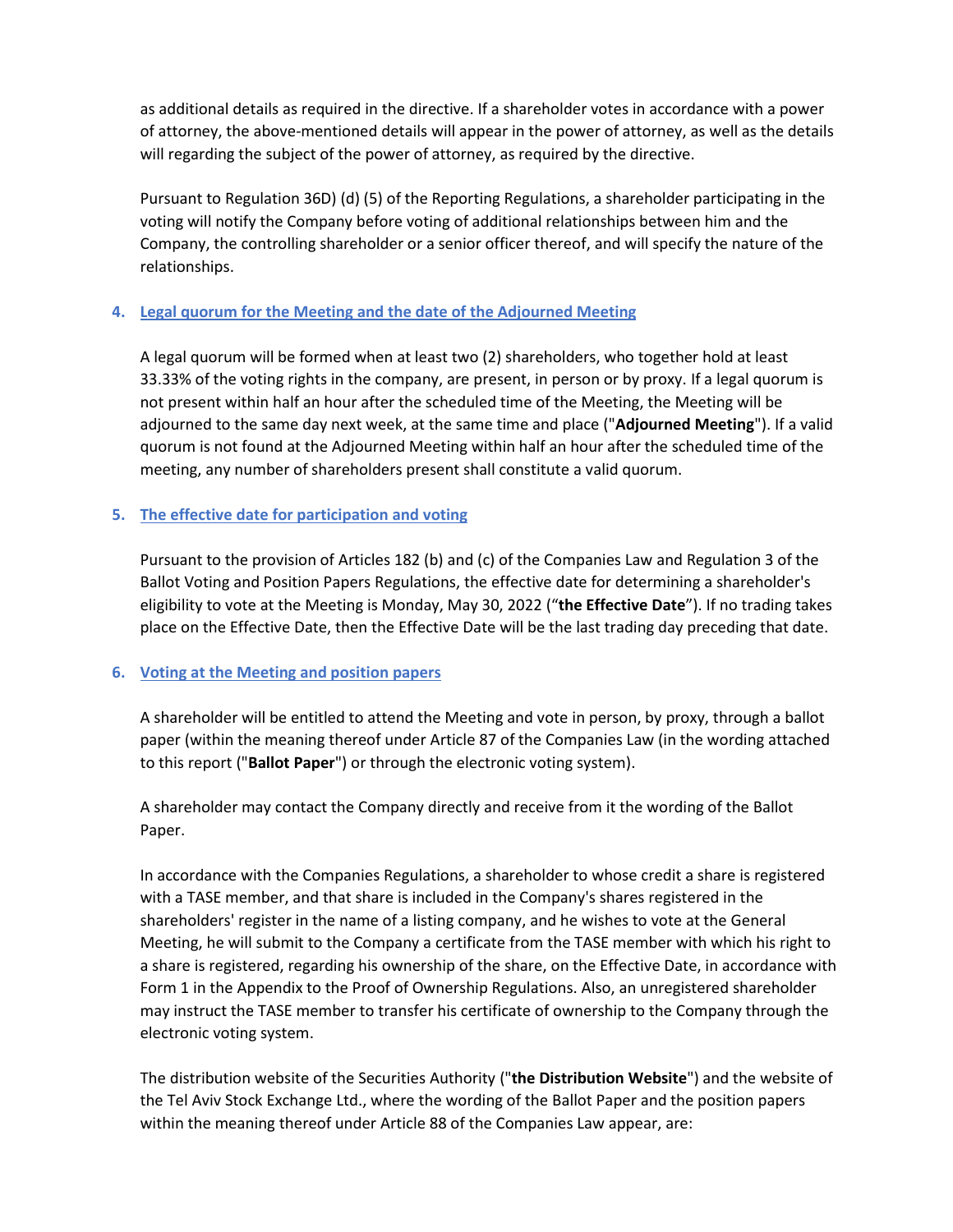as additional details as required in the directive. If a shareholder votes in accordance with a power of attorney, the above-mentioned details will appear in the power of attorney, as well as the details will regarding the subject of the power of attorney, as required by the directive.

Pursuant to Regulation 36D) (d) (5) of the Reporting Regulations, a shareholder participating in the voting will notify the Company before voting of additional relationships between him and the Company, the controlling shareholder or a senior officer thereof, and will specify the nature of the relationships.

## 4. Legal quorum for the Meeting and the date of the Adjourned Meeting

A legal quorum will be formed when at least two (2) shareholders, who together hold at least 33.33% of the voting rights in the company, are present, in person or by proxy. If a legal quorum is not present within half an hour after the scheduled time of the Meeting, the Meeting will be adjourned to the same day next week, at the same time and place ("**Adjourned Meeting**"). If a valid quorum is not found at the Adjourned Meeting within half an hour after the scheduled time of the meeting, any number of shareholders present shall constitute a valid quorum.

## 5. The effective date for participation and voting

Pursuant to the provision of Articles 182 (b) and (c) of the Companies Law and Regulation 3 of the Ballot Voting and Position Papers Regulations, the effective date for determining a shareholder's eligibility to vote at the Meeting is Monday, May 30, 2022 ("**the Effective Date**"). If no trading takes place on the Effective Date, then the Effective Date will be the last trading day preceding that date.

## 6. Voting at the Meeting and position papers

A shareholder will be entitled to attend the Meeting and vote in person, by proxy, through a ballot paper (within the meaning thereof under Article 87 of the Companies Law (in the wording attached to this report ("**Ballot Paper**") or through the electronic voting system).

A shareholder may contact the Company directly and receive from it the wording of the Ballot Paper.

In accordance with the Companies Regulations, a shareholder to whose credit a share is registered with a TASE member, and that share is included in the Company's shares registered in the shareholders' register in the name of a listing company, and he wishes to vote at the General Meeting, he will submit to the Company a certificate from the TASE member with which his right to a share is registered, regarding his ownership of the share, on the Effective Date, in accordance with Form 1 in the Appendix to the Proof of Ownership Regulations. Also, an unregistered shareholder may instruct the TASE member to transfer his certificate of ownership to the Company through the electronic voting system.

The distribution website of the Securities Authority ("**the Distribution Website**") and the website of the Tel Aviv Stock Exchange Ltd., where the wording of the Ballot Paper and the position papers within the meaning thereof under Article 88 of the Companies Law appear, are: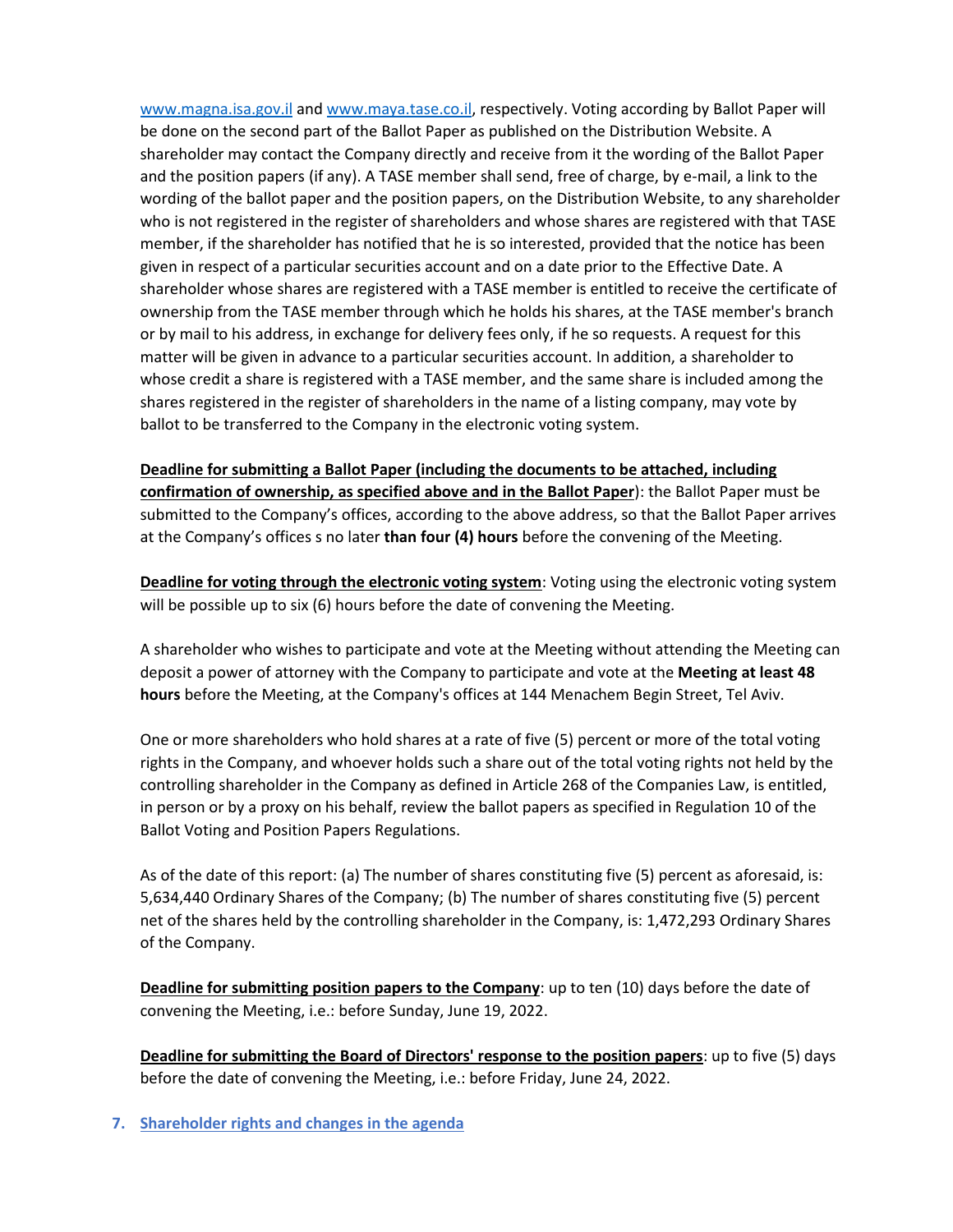www.magna.isa.gov.il and www.maya.tase.co.il, respectively. Voting according by Ballot Paper will be done on the second part of the Ballot Paper as published on the Distribution Website. A shareholder may contact the Company directly and receive from it the wording of the Ballot Paper and the position papers (if any). A TASE member shall send, free of charge, by e-mail, a link to the wording of the ballot paper and the position papers, on the Distribution Website, to any shareholder who is not registered in the register of shareholders and whose shares are registered with that TASE member, if the shareholder has notified that he is so interested, provided that the notice has been given in respect of a particular securities account and on a date prior to the Effective Date. A shareholder whose shares are registered with a TASE member is entitled to receive the certificate of ownership from the TASE member through which he holds his shares, at the TASE member's branch or by mail to his address, in exchange for delivery fees only, if he so requests. A request for this matter will be given in advance to a particular securities account. In addition, a shareholder to whose credit a share is registered with a TASE member, and the same share is included among the shares registered in the register of shareholders in the name of a listing company, may vote by ballot to be transferred to the Company in the electronic voting system.

**Deadline for submitting a Ballot Paper (including the documents to be attached, including confirmation of ownership, as specified above and in the Ballot Paper)**: the Ballot Paper must be submitted to the Company's offices, according to the above address, so that the Ballot Paper arrives at the Company's offices s no later **than four (4) hours** before the convening of the Meeting.

**Deadline for voting through the electronic voting system**: Voting using the electronic voting system will be possible up to six (6) hours before the date of convening the Meeting.

A shareholder who wishes to participate and vote at the Meeting without attending the Meeting can deposit a power of attorney with the Company to participate and vote at the **Meeting at least 48 hours** before the Meeting, at the Company's offices at 144 Menachem Begin Street, Tel Aviv.

One or more shareholders who hold shares at a rate of five (5) percent or more of the total voting rights in the Company, and whoever holds such a share out of the total voting rights not held by the controlling shareholder in the Company as defined in Article 268 of the Companies Law, is entitled, in person or by a proxy on his behalf, review the ballot papers as specified in Regulation 10 of the Ballot Voting and Position Papers Regulations.

As of the date of this report: (a) The number of shares constituting five (5) percent as aforesaid, is: 5,634,440 Ordinary Shares of the Company; (b) The number of shares constituting five (5) percent net of the shares held by the controlling shareholder in the Company, is: 1,472,293 Ordinary Shares of the Company.

**Deadline for submitting position papers to the Company**: up to ten (10) days before the date of convening the Meeting, i.e.: before Sunday, June 19, 2022.

**Deadline for submitting the Board of Directors' response to the position papers**: up to five (5) days before the date of convening the Meeting, i.e.: before Friday, June 24, 2022.

## 7. Shareholder rights and changes in the agenda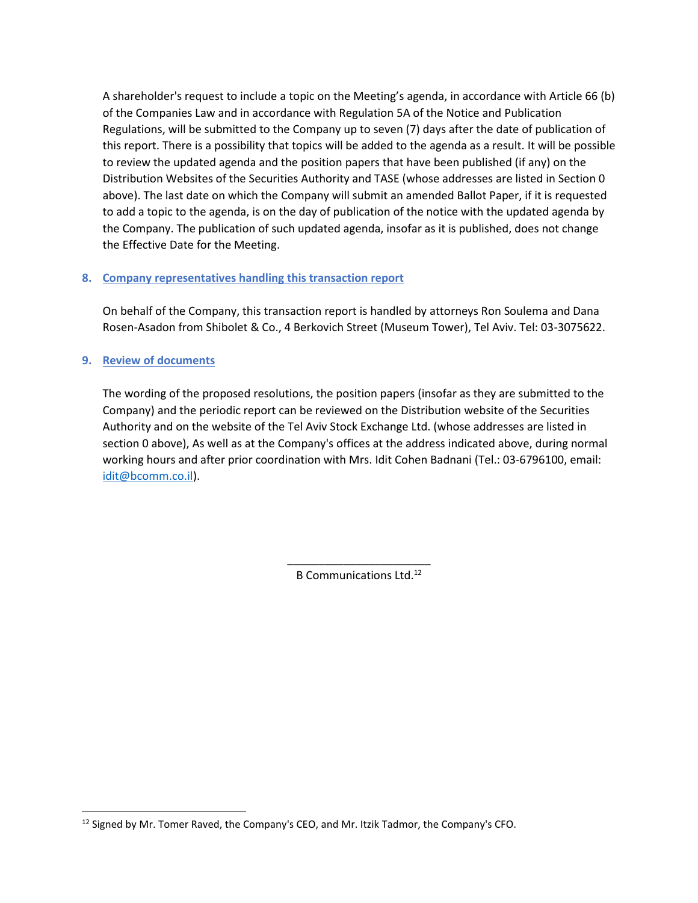A shareholder's request to include a topic on the Meeting's agenda, in accordance with Article 66 (b) of the Companies Law and in accordance with Regulation 5A of the Notice and Publication Regulations, will be submitted to the Company up to seven (7) days after the date of publication of this report. There is a possibility that topics will be added to the agenda as a result. It will be possible to review the updated agenda and the position papers that have been published (if any) on the Distribution Websites of the Securities Authority and TASE (whose addresses are listed in Section 0 above). The last date on which the Company will submit an amended Ballot Paper, if it is requested to add a topic to the agenda, is on the day of publication of the notice with the updated agenda by the Company. The publication of such updated agenda, insofar as it is published, does not change the Effective Date for the Meeting.

## 8. Company representatives handling this transaction report

On behalf of the Company, this transaction report is handled by attorneys Ron Soulema and Dana Rosen-Asadon from Shibolet & Co., 4 Berkovich Street (Museum Tower), Tel Aviv. Tel: 03-3075622.

## 9. Review of documents

The wording of the proposed resolutions, the position papers (insofar as they are submitted to the Company) and the periodic report can be reviewed on the Distribution website of the Securities Authority and on the website of the Tel Aviv Stock Exchange Ltd. (whose addresses are listed in section 0 above), As well as at the Company's offices at the address indicated above, during normal working hours and after prior coordination with Mrs. Idit Cohen Badnani (Tel.: 03-6796100, email: idit@bcomm.co.il).

_______________________

B Communications Ltd.[12]

[12] Signed by Mr. Tomer Raved, the Company's CEO, and Mr. Itzik Tadmor, the Company's CFO.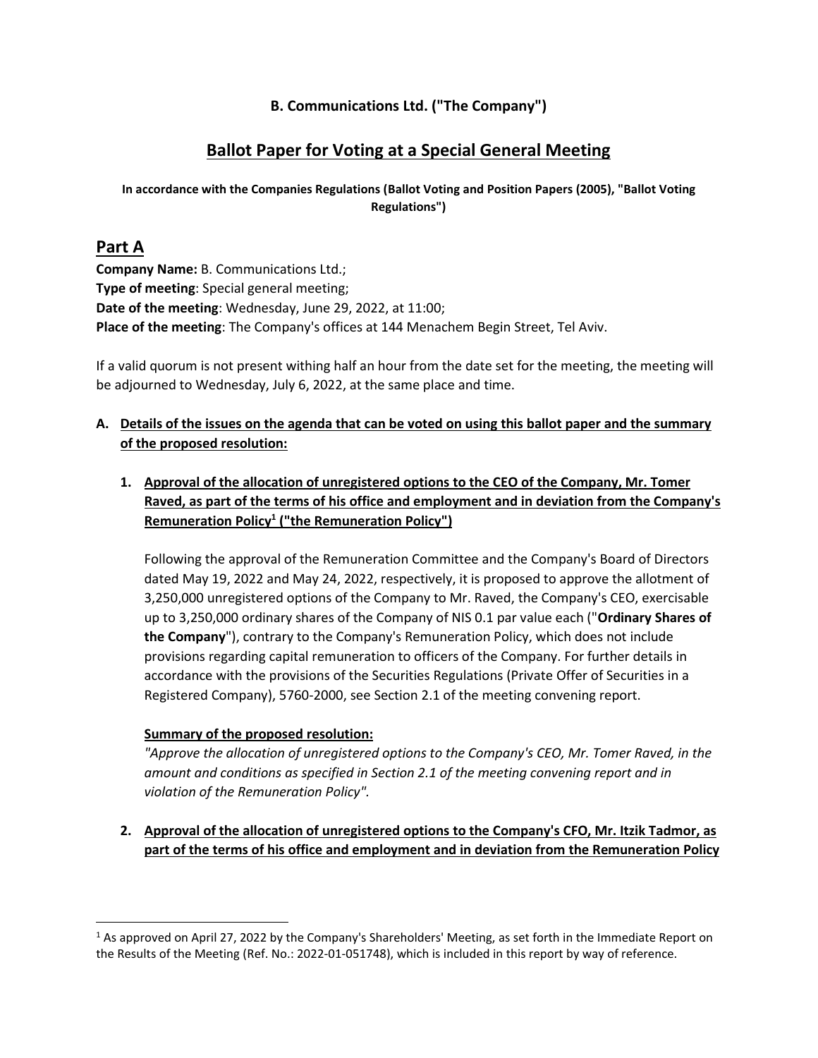**B. Communications Ltd. ("The Company")**

## Ballot Paper for Voting at a Special General Meeting

**In accordance with the Companies Regulations (Ballot Voting and Position Papers (2005), "Ballot Voting Regulations")**

## Part A

**Company Name:** B. Communications Ltd.;
**Type of meeting**: Special general meeting;
**Date of the meeting**: Wednesday, June 29, 2022, at 11:00;
**Place of the meeting**: The Company's offices at 144 Menachem Begin Street, Tel Aviv.

If a valid quorum is not present withing half an hour from the date set for the meeting, the meeting will be adjourned to Wednesday, July 6, 2022, at the same place and time.

A. **Details of the issues on the agenda that can be voted on using this ballot paper and the summary of the proposed resolution:**

1. **Approval of the allocation of unregistered options to the CEO of the Company, Mr. Tomer Raved, as part of the terms of his office and employment and in deviation from the Company's Remuneration Policy[1] ("the Remuneration Policy")**

   Following the approval of the Remuneration Committee and the Company's Board of Directors dated May 19, 2022 and May 24, 2022, respectively, it is proposed to approve the allotment of 3,250,000 unregistered options of the Company to Mr. Raved, the Company's CEO, exercisable up to 3,250,000 ordinary shares of the Company of NIS 0.1 par value each ("**Ordinary Shares of the Company**"), contrary to the Company's Remuneration Policy, which does not include provisions regarding capital remuneration to officers of the Company. For further details in accordance with the provisions of the Securities Regulations (Private Offer of Securities in a Registered Company), 5760-2000, see Section 2.1 of the meeting convening report.

   **Summary of the proposed resolution:**
   *"Approve the allocation of unregistered options to the Company's CEO, Mr. Tomer Raved, in the amount and conditions as specified in Section 2.1 of the meeting convening report and in violation of the Remuneration Policy".*

2. **Approval of the allocation of unregistered options to the Company's CFO, Mr. Itzik Tadmor, as part of the terms of his office and employment and in deviation from the Remuneration Policy**

[1] As approved on April 27, 2022 by the Company's Shareholders' Meeting, as set forth in the Immediate Report on the Results of the Meeting (Ref. No.: 2022-01-051748), which is included in this report by way of reference.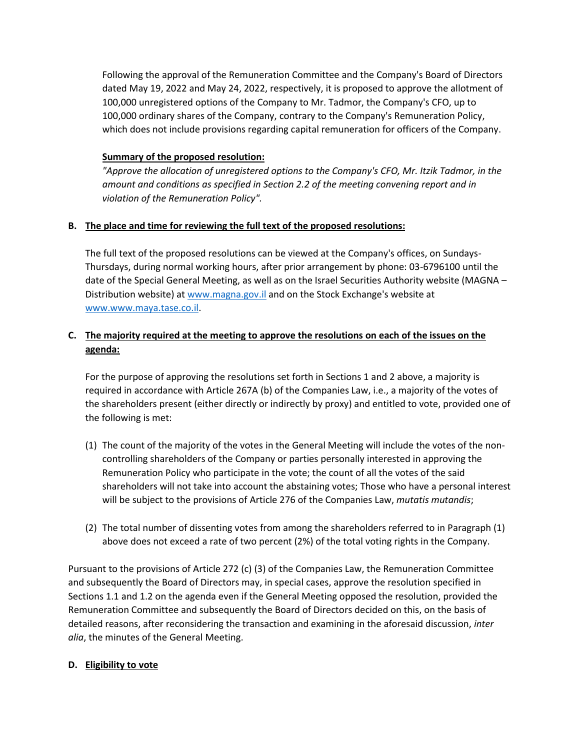Following the approval of the Remuneration Committee and the Company's Board of Directors dated May 19, 2022 and May 24, 2022, respectively, it is proposed to approve the allotment of 100,000 unregistered options of the Company to Mr. Tadmor, the Company's CFO, up to 100,000 ordinary shares of the Company, contrary to the Company's Remuneration Policy, which does not include provisions regarding capital remuneration for officers of the Company.

**Summary of the proposed resolution:**

*"Approve the allocation of unregistered options to the Company's CFO, Mr. Itzik Tadmor, in the amount and conditions as specified in Section 2.2 of the meeting convening report and in violation of the Remuneration Policy".*

**B. The place and time for reviewing the full text of the proposed resolutions:**

The full text of the proposed resolutions can be viewed at the Company's offices, on Sundays-Thursdays, during normal working hours, after prior arrangement by phone: 03-6796100 until the date of the Special General Meeting, as well as on the Israel Securities Authority website (MAGNA – Distribution website) at www.magna.gov.il and on the Stock Exchange's website at www.www.maya.tase.co.il.

**C. The majority required at the meeting to approve the resolutions on each of the issues on the agenda:**

For the purpose of approving the resolutions set forth in Sections 1 and 2 above, a majority is required in accordance with Article 267A (b) of the Companies Law, i.e., a majority of the votes of the shareholders present (either directly or indirectly by proxy) and entitled to vote, provided one of the following is met:

(1) The count of the majority of the votes in the General Meeting will include the votes of the non-controlling shareholders of the Company or parties personally interested in approving the Remuneration Policy who participate in the vote; the count of all the votes of the said shareholders will not take into account the abstaining votes; Those who have a personal interest will be subject to the provisions of Article 276 of the Companies Law, *mutatis mutandis*;

(2) The total number of dissenting votes from among the shareholders referred to in Paragraph (1) above does not exceed a rate of two percent (2%) of the total voting rights in the Company.

Pursuant to the provisions of Article 272 (c) (3) of the Companies Law, the Remuneration Committee and subsequently the Board of Directors may, in special cases, approve the resolution specified in Sections 1.1 and 1.2 on the agenda even if the General Meeting opposed the resolution, provided the Remuneration Committee and subsequently the Board of Directors decided on this, on the basis of detailed reasons, after reconsidering the transaction and examining in the aforesaid discussion, *inter alia*, the minutes of the General Meeting.

**D. Eligibility to vote**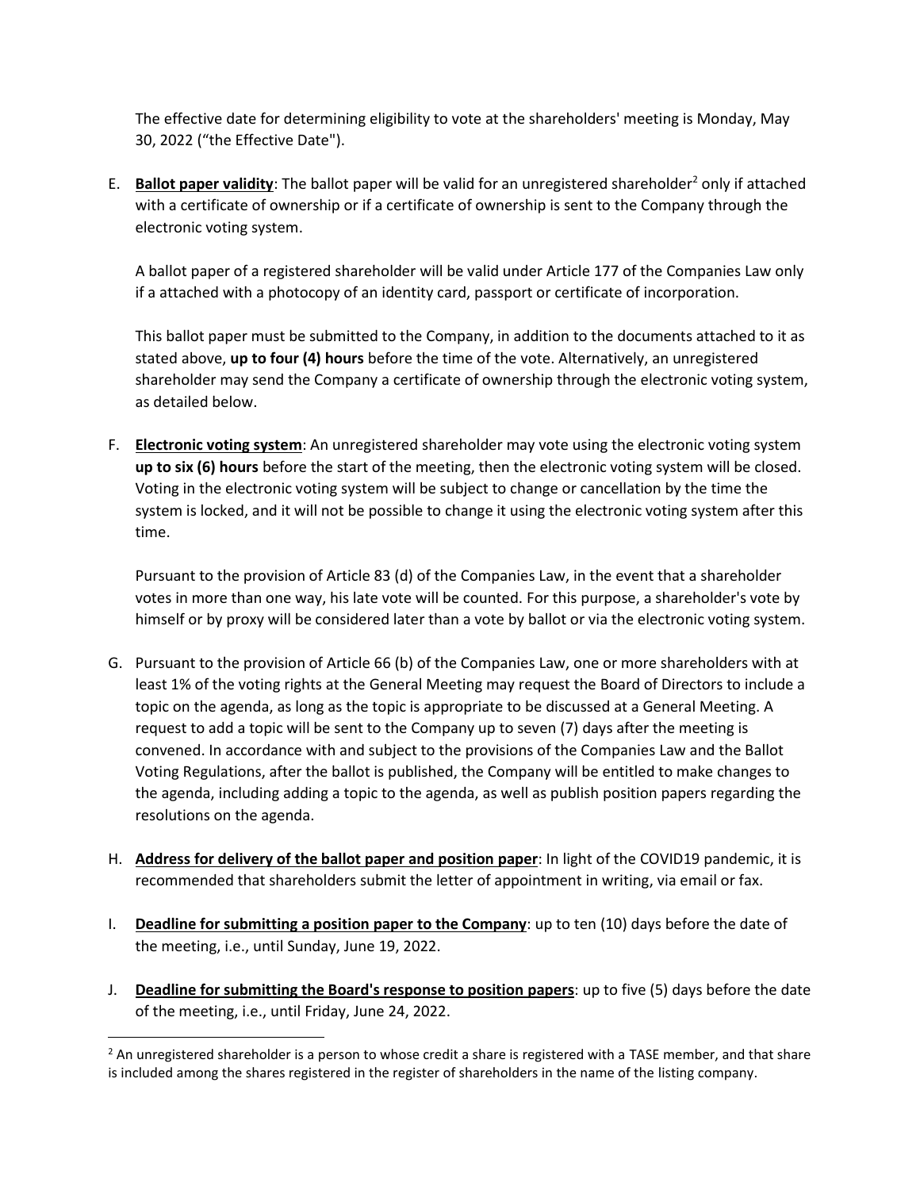The effective date for determining eligibility to vote at the shareholders' meeting is Monday, May 30, 2022 ("the Effective Date").

E. **Ballot paper validity**: The ballot paper will be valid for an unregistered shareholder[2] only if attached with a certificate of ownership or if a certificate of ownership is sent to the Company through the electronic voting system.

   A ballot paper of a registered shareholder will be valid under Article 177 of the Companies Law only if a attached with a photocopy of an identity card, passport or certificate of incorporation.

   This ballot paper must be submitted to the Company, in addition to the documents attached to it as stated above, **up to four (4) hours** before the time of the vote. Alternatively, an unregistered shareholder may send the Company a certificate of ownership through the electronic voting system, as detailed below.

F. **Electronic voting system**: An unregistered shareholder may vote using the electronic voting system **up to six (6) hours** before the start of the meeting, then the electronic voting system will be closed. Voting in the electronic voting system will be subject to change or cancellation by the time the system is locked, and it will not be possible to change it using the electronic voting system after this time.

   Pursuant to the provision of Article 83 (d) of the Companies Law, in the event that a shareholder votes in more than one way, his late vote will be counted. For this purpose, a shareholder's vote by himself or by proxy will be considered later than a vote by ballot or via the electronic voting system.

G. Pursuant to the provision of Article 66 (b) of the Companies Law, one or more shareholders with at least 1% of the voting rights at the General Meeting may request the Board of Directors to include a topic on the agenda, as long as the topic is appropriate to be discussed at a General Meeting. A request to add a topic will be sent to the Company up to seven (7) days after the meeting is convened. In accordance with and subject to the provisions of the Companies Law and the Ballot Voting Regulations, after the ballot is published, the Company will be entitled to make changes to the agenda, including adding a topic to the agenda, as well as publish position papers regarding the resolutions on the agenda.

H. **Address for delivery of the ballot paper and position paper**: In light of the COVID19 pandemic, it is recommended that shareholders submit the letter of appointment in writing, via email or fax.

I. **Deadline for submitting a position paper to the Company**: up to ten (10) days before the date of the meeting, i.e., until Sunday, June 19, 2022.

J. **Deadline for submitting the Board's response to position papers**: up to five (5) days before the date of the meeting, i.e., until Friday, June 24, 2022.

---

[2] An unregistered shareholder is a person to whose credit a share is registered with a TASE member, and that share is included among the shares registered in the register of shareholders in the name of the listing company.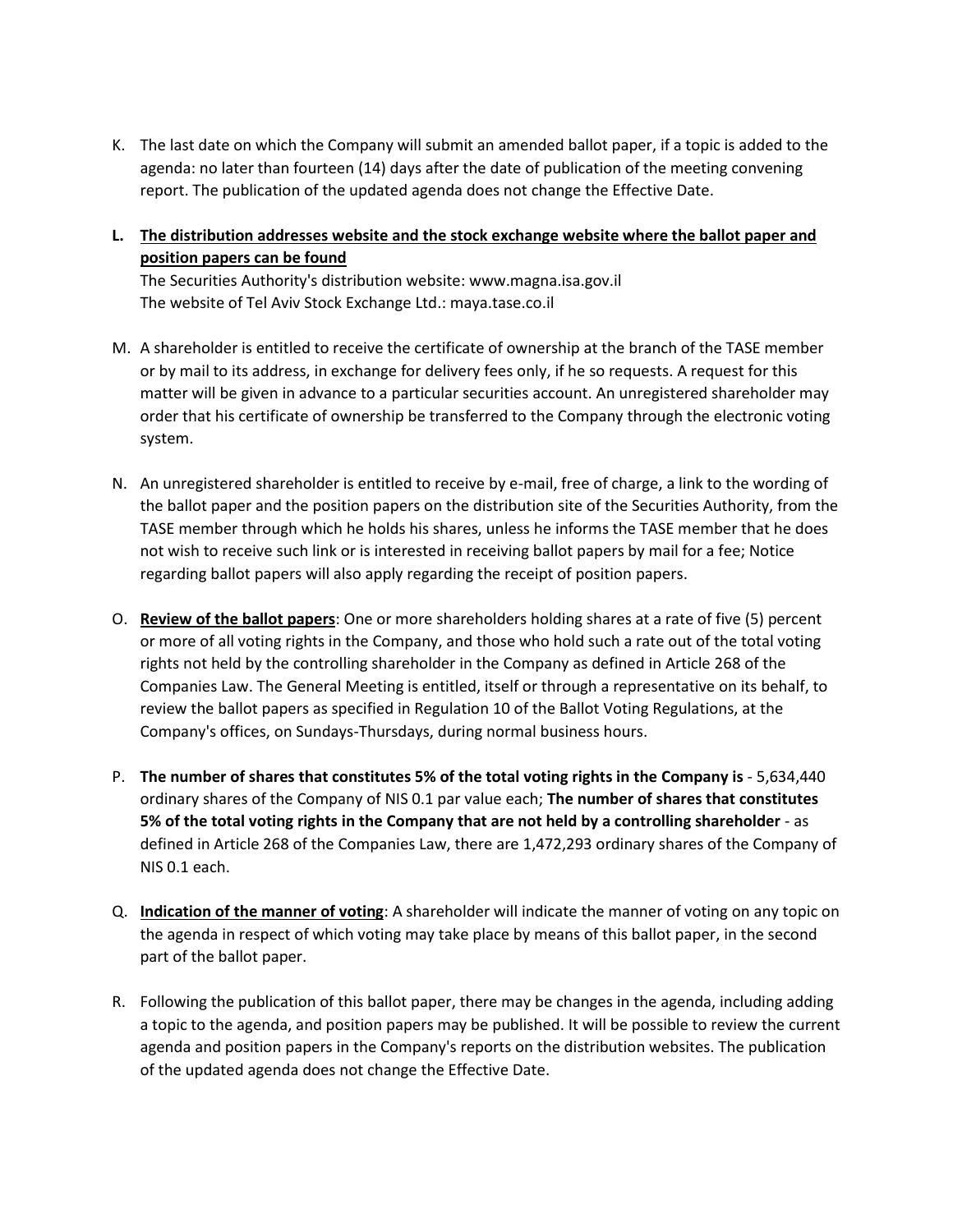K. The last date on which the Company will submit an amended ballot paper, if a topic is added to the agenda: no later than fourteen (14) days after the date of publication of the meeting convening report. The publication of the updated agenda does not change the Effective Date.

L. **The distribution addresses website and the stock exchange website where the ballot paper and position papers can be found**
The Securities Authority's distribution website: www.magna.isa.gov.il
The website of Tel Aviv Stock Exchange Ltd.: maya.tase.co.il

M. A shareholder is entitled to receive the certificate of ownership at the branch of the TASE member or by mail to its address, in exchange for delivery fees only, if he so requests. A request for this matter will be given in advance to a particular securities account. An unregistered shareholder may order that his certificate of ownership be transferred to the Company through the electronic voting system.

N. An unregistered shareholder is entitled to receive by e-mail, free of charge, a link to the wording of the ballot paper and the position papers on the distribution site of the Securities Authority, from the TASE member through which he holds his shares, unless he informs the TASE member that he does not wish to receive such link or is interested in receiving ballot papers by mail for a fee; Notice regarding ballot papers will also apply regarding the receipt of position papers.

O. **Review of the ballot papers**: One or more shareholders holding shares at a rate of five (5) percent or more of all voting rights in the Company, and those who hold such a rate out of the total voting rights not held by the controlling shareholder in the Company as defined in Article 268 of the Companies Law. The General Meeting is entitled, itself or through a representative on its behalf, to review the ballot papers as specified in Regulation 10 of the Ballot Voting Regulations, at the Company's offices, on Sundays-Thursdays, during normal business hours.

P. **The number of shares that constitutes 5% of the total voting rights in the Company is** - 5,634,440 ordinary shares of the Company of NIS 0.1 par value each; **The number of shares that constitutes 5% of the total voting rights in the Company that are not held by a controlling shareholder** - as defined in Article 268 of the Companies Law, there are 1,472,293 ordinary shares of the Company of NIS 0.1 each.

Q. **Indication of the manner of voting**: A shareholder will indicate the manner of voting on any topic on the agenda in respect of which voting may take place by means of this ballot paper, in the second part of the ballot paper.

R. Following the publication of this ballot paper, there may be changes in the agenda, including adding a topic to the agenda, and position papers may be published. It will be possible to review the current agenda and position papers in the Company's reports on the distribution websites. The publication of the updated agenda does not change the Effective Date.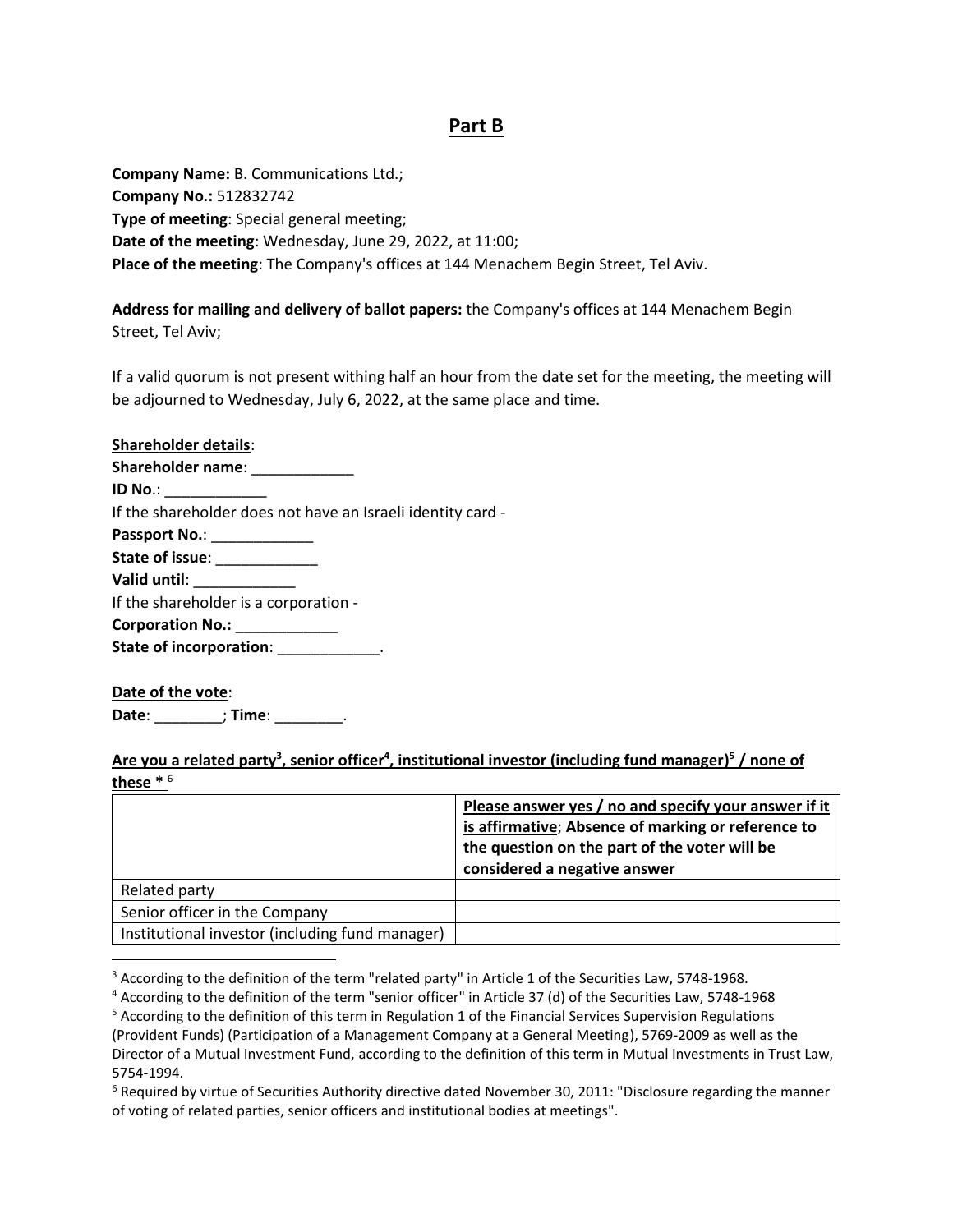## Part B

**Company Name:** B. Communications Ltd.;
**Company No.:** 512832742
**Type of meeting**: Special general meeting;
**Date of the meeting**: Wednesday, June 29, 2022, at 11:00;
**Place of the meeting**: The Company's offices at 144 Menachem Begin Street, Tel Aviv.

**Address for mailing and delivery of ballot papers:** the Company's offices at 144 Menachem Begin Street, Tel Aviv;

If a valid quorum is not present withing half an hour from the date set for the meeting, the meeting will be adjourned to Wednesday, July 6, 2022, at the same place and time.

**Shareholder details**:
**Shareholder name**: ____________
**ID No.**: ____________
If the shareholder does not have an Israeli identity card -
**Passport No.**: ____________
**State of issue**: ____________
**Valid until**: ____________
If the shareholder is a corporation -
**Corporation No.:** ____________
**State of incorporation**: ____________.

**Date of the vote**:
**Date**: ________; **Time**: ________.

**Are you a related party[3], senior officer[4], institutional investor (including fund manager)[5] / none of these *** [6]

| | **Please answer yes / no and specify your answer if it is affirmative; Absence of marking or reference to the question on the part of the voter will be considered a negative answer** |
|---|---|
| Related party | |
| Senior officer in the Company | |
| Institutional investor (including fund manager) | |

---

[3] According to the definition of the term "related party" in Article 1 of the Securities Law, 5748-1968.

[4] According to the definition of the term "senior officer" in Article 37 (d) of the Securities Law, 5748-1968

[5] According to the definition of this term in Regulation 1 of the Financial Services Supervision Regulations (Provident Funds) (Participation of a Management Company at a General Meeting), 5769-2009 as well as the Director of a Mutual Investment Fund, according to the definition of this term in Mutual Investments in Trust Law, 5754-1994.

[6] Required by virtue of Securities Authority directive dated November 30, 2011: "Disclosure regarding the manner of voting of related parties, senior officers and institutional bodies at meetings".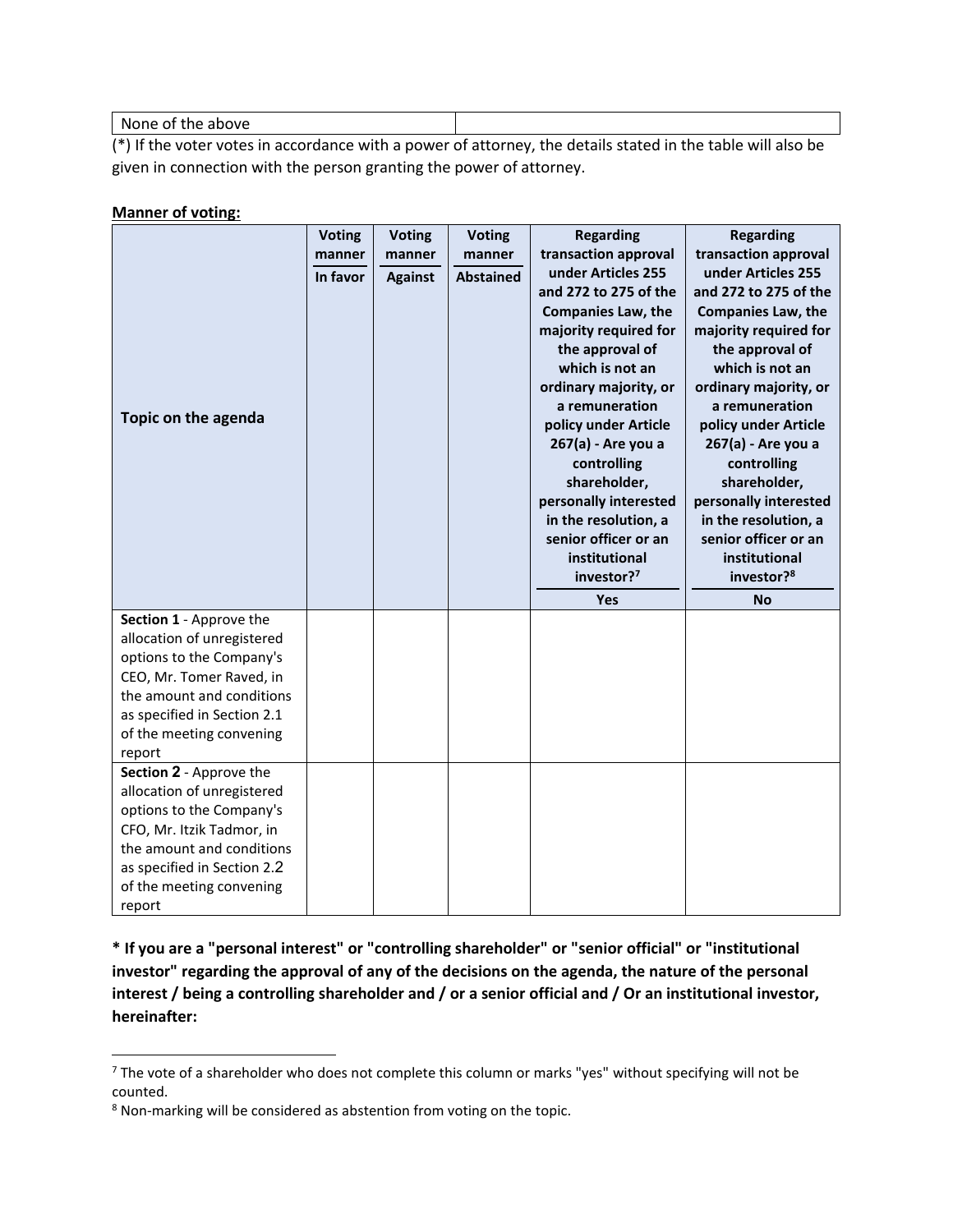| None of the above | |
|---|---|

(*) If the voter votes in accordance with a power of attorney, the details stated in the table will also be given in connection with the person granting the power of attorney.

**Manner of voting:**

| Topic on the agenda | Voting manner In favor | Voting manner Against | Voting manner Abstained | Regarding transaction approval under Articles 255 and 272 to 275 of the Companies Law, the majority required for the approval of which is not an ordinary majority, or a remuneration policy under Article 267(a) - Are you a controlling shareholder, personally interested in the resolution, a senior officer or an institutional investor?[7] Yes | Regarding transaction approval under Articles 255 and 272 to 275 of the Companies Law, the majority required for the approval of which is not an ordinary majority, or a remuneration policy under Article 267(a) - Are you a controlling shareholder, personally interested in the resolution, a senior officer or an institutional investor?[8] No |
|---|---|---|---|---|---|
| **Section 1** - Approve the allocation of unregistered options to the Company's CEO, Mr. Tomer Raved, in the amount and conditions as specified in Section 2.1 of the meeting convening report | | | | | |
| **Section 2** - Approve the allocation of unregistered options to the Company's CFO, Mr. Itzik Tadmor, in the amount and conditions as specified in Section 2.2 of the meeting convening report | | | | | |

**\* If you are a "personal interest" or "controlling shareholder" or "senior official" or "institutional investor" regarding the approval of any of the decisions on the agenda, the nature of the personal interest / being a controlling shareholder and / or a senior official and / Or an institutional investor, hereinafter:**

[7] The vote of a shareholder who does not complete this column or marks "yes" without specifying will not be counted.

[8] Non-marking will be considered as abstention from voting on the topic.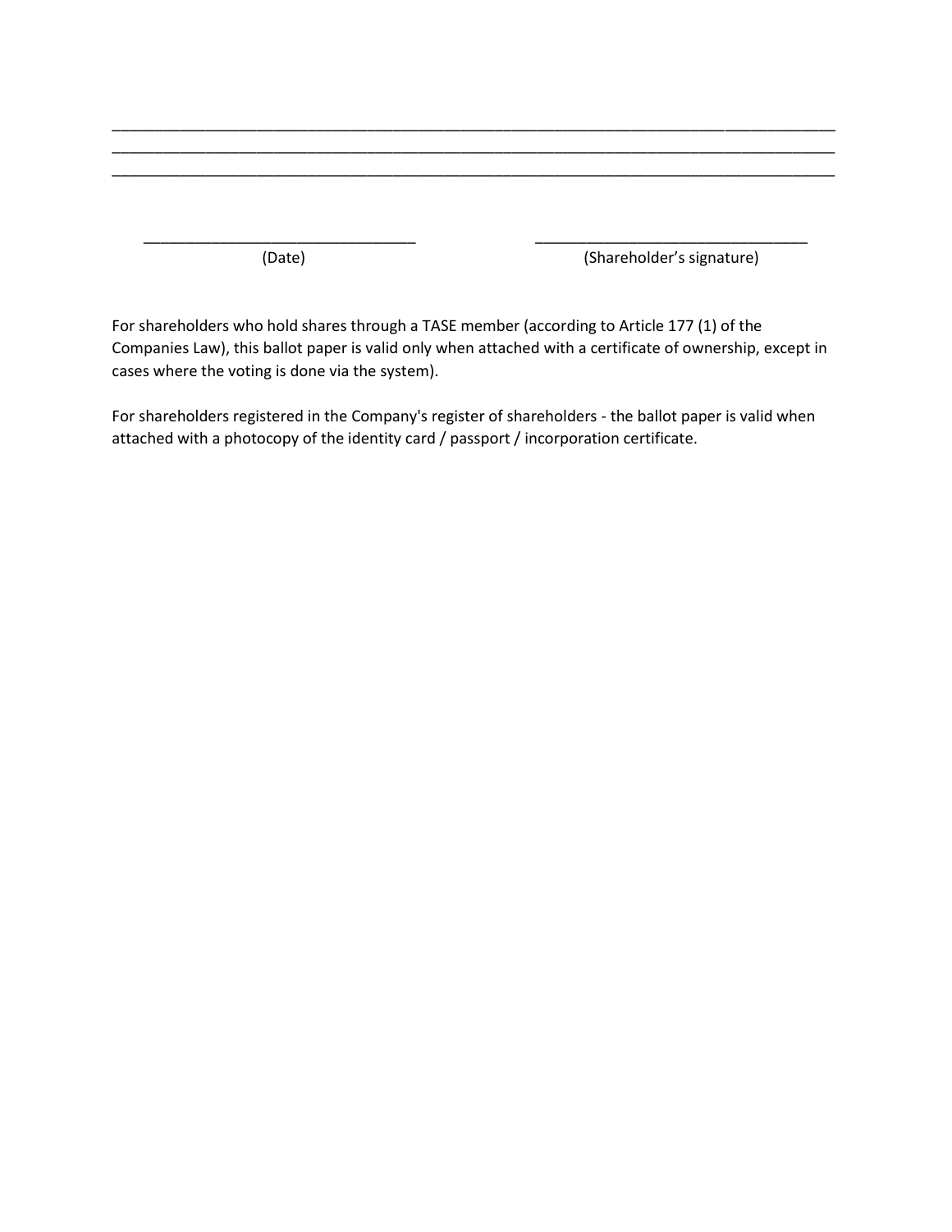\_\_\_\_\_\_\_\_\_\_\_\_\_\_\_\_\_\_\_\_\_\_\_\_\_\_\_\_\_\_\_\_\_\_\_\_\_\_\_\_\_\_\_\_\_\_\_\_\_\_\_\_\_\_\_\_\_\_\_\_\_\_\_\_\_\_\_\_\_\_\_\_\_\_\_\_\_\_\_\_\_\_\_\_\_\_\_\_

\_\_\_\_\_\_\_\_\_\_\_\_\_\_\_\_\_\_\_\_\_\_\_\_\_\_\_\_\_\_\_\_\_\_\_\_\_\_\_\_\_\_\_\_\_\_\_\_\_\_\_\_\_\_\_\_\_\_\_\_\_\_\_\_\_\_\_\_\_\_\_\_\_\_\_\_\_\_\_\_\_\_\_\_\_\_\_\_

\_\_\_\_\_\_\_\_\_\_\_\_\_\_\_\_\_\_\_\_\_\_\_\_\_\_\_\_\_\_\_\_\_\_\_\_\_\_\_\_\_\_\_\_\_\_\_\_\_\_\_\_\_\_\_\_\_\_\_\_\_\_\_\_\_\_\_\_\_\_\_\_\_\_\_\_\_\_\_\_\_\_\_\_\_\_\_\_

| | |
|---|---|
| \_\_\_\_\_\_\_\_\_\_\_\_\_\_\_\_\_\_\_\_\_\_\_\_\_\_\_\_\_\_\_\_ | \_\_\_\_\_\_\_\_\_\_\_\_\_\_\_\_\_\_\_\_\_\_\_\_\_\_\_\_\_\_\_\_ |
| (Date) | (Shareholder's signature) |

For shareholders who hold shares through a TASE member (according to Article 177 (1) of the Companies Law), this ballot paper is valid only when attached with a certificate of ownership, except in cases where the voting is done via the system).

For shareholders registered in the Company's register of shareholders - the ballot paper is valid when attached with a photocopy of the identity card / passport / incorporation certificate.